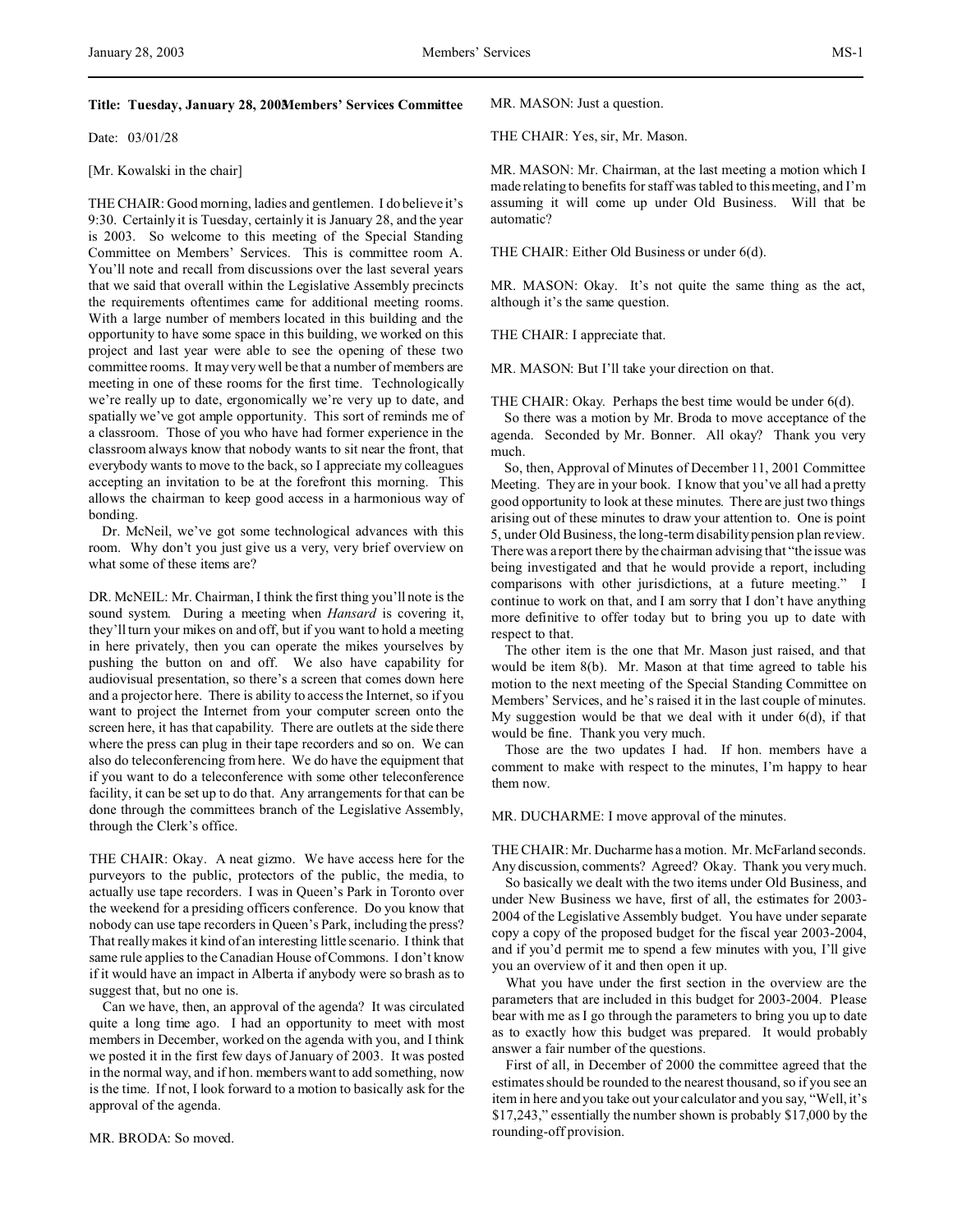**Title: Tuesday, January 28, 2003Members' Services Committee**

Date: 03/01/28

[Mr. Kowalski in the chair]

THE CHAIR: Good morning, ladies and gentlemen. I do believe it's 9:30. Certainly it is Tuesday, certainly it is January 28, and the year is 2003. So welcome to this meeting of the Special Standing Committee on Members' Services. This is committee room A. You'll note and recall from discussions over the last several years that we said that overall within the Legislative Assembly precincts the requirements oftentimes came for additional meeting rooms. With a large number of members located in this building and the opportunity to have some space in this building, we worked on this project and last year were able to see the opening of these two committee rooms. It may very well be that a number of members are meeting in one of these rooms for the first time. Technologically we're really up to date, ergonomically we're very up to date, and spatially we've got ample opportunity. This sort of reminds me of a classroom. Those of you who have had former experience in the classroom always know that nobody wants to sit near the front, that everybody wants to move to the back, so I appreciate my colleagues accepting an invitation to be at the forefront this morning. This allows the chairman to keep good access in a harmonious way of bonding.

Dr. McNeil, we've got some technological advances with this room. Why don't you just give us a very, very brief overview on what some of these items are?

DR. McNEIL: Mr. Chairman, I think the first thing you'll note is the sound system. During a meeting when *Hansard* is covering it, they'll turn your mikes on and off, but if you want to hold a meeting in here privately, then you can operate the mikes yourselves by pushing the button on and off. We also have capability for audiovisual presentation, so there's a screen that comes down here and a projector here. There is ability to access the Internet, so if you want to project the Internet from your computer screen onto the screen here, it has that capability. There are outlets at the side there where the press can plug in their tape recorders and so on. We can also do teleconferencing from here. We do have the equipment that if you want to do a teleconference with some other teleconference facility, it can be set up to do that. Any arrangements for that can be done through the committees branch of the Legislative Assembly, through the Clerk's office.

THE CHAIR: Okay. A neat gizmo. We have access here for the purveyors to the public, protectors of the public, the media, to actually use tape recorders. I was in Queen's Park in Toronto over the weekend for a presiding officers conference. Do you know that nobody can use tape recorders in Queen's Park, including the press? That really makes it kind of an interesting little scenario. I think that same rule applies to the Canadian House of Commons. I don't know if it would have an impact in Alberta if anybody were so brash as to suggest that, but no one is.

Can we have, then, an approval of the agenda? It was circulated quite a long time ago. I had an opportunity to meet with most members in December, worked on the agenda with you, and I think we posted it in the first few days of January of 2003. It was posted in the normal way, and if hon. members want to add something, now is the time. If not, I look forward to a motion to basically ask for the approval of the agenda.

MR. BRODA: So moved.

MR. MASON: Just a question.

THE CHAIR: Yes, sir, Mr. Mason.

MR. MASON: Mr. Chairman, at the last meeting a motion which I made relating to benefits for staff was tabled to this meeting, and I'm assuming it will come up under Old Business. Will that be automatic?

THE CHAIR: Either Old Business or under 6(d).

MR. MASON: Okay. It's not quite the same thing as the act, although it's the same question.

THE CHAIR: I appreciate that.

MR. MASON: But I'll take your direction on that.

THE CHAIR: Okay. Perhaps the best time would be under 6(d).

So there was a motion by Mr. Broda to move acceptance of the agenda. Seconded by Mr. Bonner. All okay? Thank you very much.

So, then, Approval of Minutes of December 11, 2001 Committee Meeting. They are in your book. I know that you've all had a pretty good opportunity to look at these minutes. There are just two things arising out of these minutes to draw your attention to. One is point 5, under Old Business, the long-term disability pension plan review. There was a report there by the chairman advising that "the issue was being investigated and that he would provide a report, including comparisons with other jurisdictions, at a future meeting." I continue to work on that, and I am sorry that I don't have anything more definitive to offer today but to bring you up to date with respect to that.

The other item is the one that Mr. Mason just raised, and that would be item 8(b). Mr. Mason at that time agreed to table his motion to the next meeting of the Special Standing Committee on Members' Services, and he's raised it in the last couple of minutes. My suggestion would be that we deal with it under 6(d), if that would be fine. Thank you very much.

Those are the two updates I had. If hon. members have a comment to make with respect to the minutes, I'm happy to hear them now.

MR. DUCHARME: I move approval of the minutes.

THE CHAIR: Mr. Ducharme has a motion. Mr. McFarland seconds. Any discussion, comments? Agreed? Okay. Thank you very much.

So basically we dealt with the two items under Old Business, and under New Business we have, first of all, the estimates for 2003-2004 of the Legislative Assembly budget. You have under separate copy a copy of the proposed budget for the fiscal year 2003-2004, and if you'd permit me to spend a few minutes with you, I'll give you an overview of it and then open it up.

What you have under the first section in the overview are the parameters that are included in this budget for 2003-2004. Please bear with me as I go through the parameters to bring you up to date as to exactly how this budget was prepared. It would probably answer a fair number of the questions.

First of all, in December of 2000 the committee agreed that the estimates should be rounded to the nearest thousand, so if you see an item in here and you take out your calculator and you say, "Well, it's $17,243," essentially the number shown is probably $17,000 by the rounding-off provision.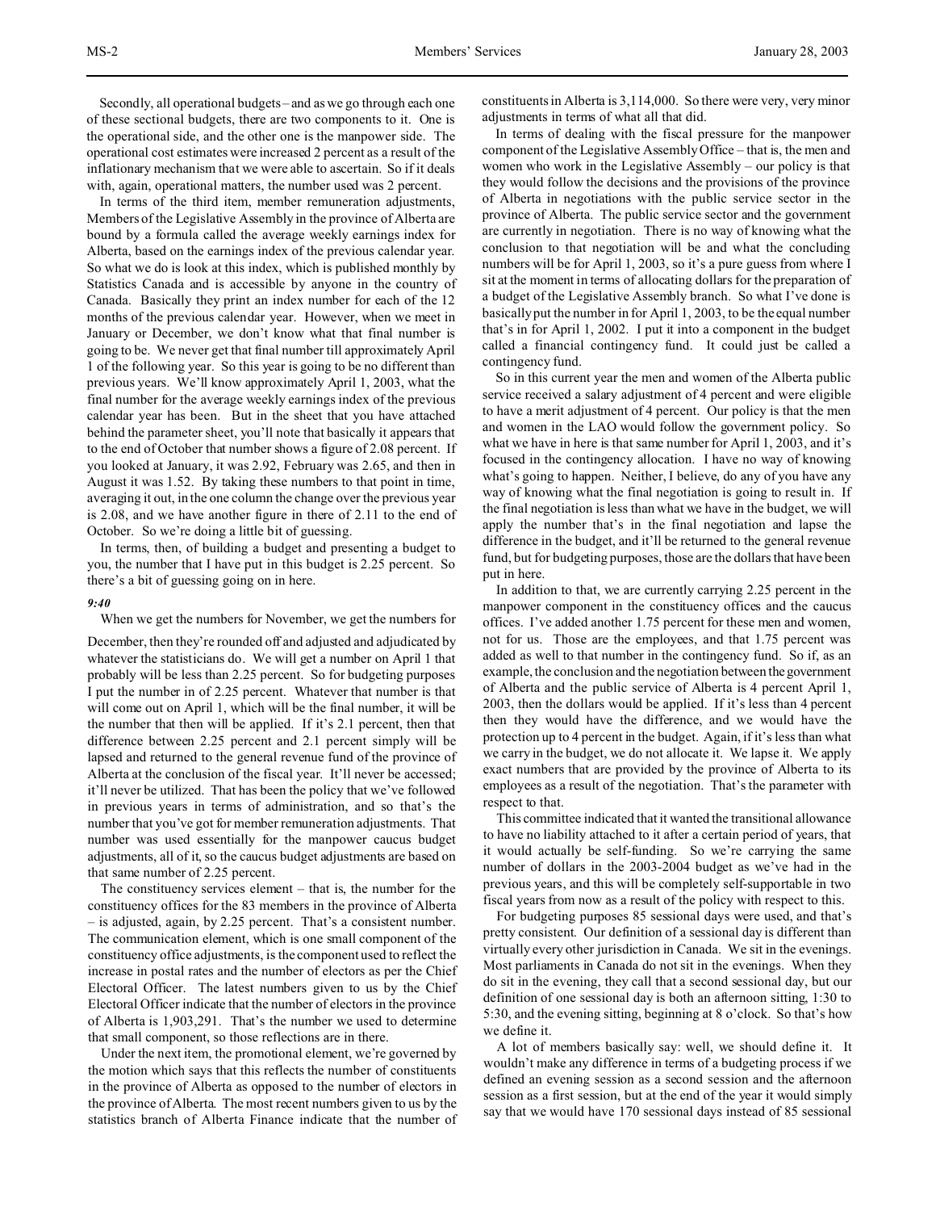Secondly, all operational budgets – and as we go through each one of these sectional budgets, there are two components to it. One is the operational side, and the other one is the manpower side. The operational cost estimates were increased 2 percent as a result of the inflationary mechanism that we were able to ascertain. So if it deals with, again, operational matters, the number used was 2 percent.

In terms of the third item, member remuneration adjustments, Members of the Legislative Assembly in the province of Alberta are bound by a formula called the average weekly earnings index for Alberta, based on the earnings index of the previous calendar year. So what we do is look at this index, which is published monthly by Statistics Canada and is accessible by anyone in the country of Canada. Basically they print an index number for each of the 12 months of the previous calendar year. However, when we meet in January or December, we don't know what that final number is going to be. We never get that final number till approximately April 1 of the following year. So this year is going to be no different than previous years. We'll know approximately April 1, 2003, what the final number for the average weekly earnings index of the previous calendar year has been. But in the sheet that you have attached behind the parameter sheet, you'll note that basically it appears that to the end of October that number shows a figure of 2.08 percent. If you looked at January, it was 2.92, February was 2.65, and then in August it was 1.52. By taking these numbers to that point in time, averaging it out, in the one column the change over the previous year is 2.08, and we have another figure in there of 2.11 to the end of October. So we're doing a little bit of guessing.

In terms, then, of building a budget and presenting a budget to you, the number that I have put in this budget is 2.25 percent. So there's a bit of guessing going on in here.

*9:40*

When we get the numbers for November, we get the numbers for December, then they're rounded off and adjusted and adjudicated by whatever the statisticians do. We will get a number on April 1 that probably will be less than 2.25 percent. So for budgeting purposes I put the number in of 2.25 percent. Whatever that number is that will come out on April 1, which will be the final number, it will be the number that then will be applied. If it's 2.1 percent, then that difference between 2.25 percent and 2.1 percent simply will be lapsed and returned to the general revenue fund of the province of Alberta at the conclusion of the fiscal year. It'll never be accessed; it'll never be utilized. That has been the policy that we've followed in previous years in terms of administration, and so that's the number that you've got for member remuneration adjustments. That number was used essentially for the manpower caucus budget adjustments, all of it, so the caucus budget adjustments are based on that same number of 2.25 percent.

The constituency services element – that is, the number for the constituency offices for the 83 members in the province of Alberta – is adjusted, again, by 2.25 percent. That's a consistent number. The communication element, which is one small component of the constituency office adjustments, is the component used to reflect the increase in postal rates and the number of electors as per the Chief Electoral Officer. The latest numbers given to us by the Chief Electoral Officer indicate that the number of electors in the province of Alberta is 1,903,291. That's the number we used to determine that small component, so those reflections are in there.

Under the next item, the promotional element, we're governed by the motion which says that this reflects the number of constituents in the province of Alberta as opposed to the number of electors in the province of Alberta. The most recent numbers given to us by the statistics branch of Alberta Finance indicate that the number of constituents in Alberta is 3,114,000. So there were very, very minor adjustments in terms of what all that did.

In terms of dealing with the fiscal pressure for the manpower component of the Legislative Assembly Office – that is, the men and women who work in the Legislative Assembly – our policy is that they would follow the decisions and the provisions of the province of Alberta in negotiations with the public service sector in the province of Alberta. The public service sector and the government are currently in negotiation. There is no way of knowing what the conclusion to that negotiation will be and what the concluding numbers will be for April 1, 2003, so it's a pure guess from where I sit at the moment in terms of allocating dollars for the preparation of a budget of the Legislative Assembly branch. So what I've done is basically put the number in for April 1, 2003, to be the equal number that's in for April 1, 2002. I put it into a component in the budget called a financial contingency fund. It could just be called a contingency fund.

So in this current year the men and women of the Alberta public service received a salary adjustment of 4 percent and were eligible to have a merit adjustment of 4 percent. Our policy is that the men and women in the LAO would follow the government policy. So what we have in here is that same number for April 1, 2003, and it's focused in the contingency allocation. I have no way of knowing what's going to happen. Neither, I believe, do any of you have any way of knowing what the final negotiation is going to result in. If the final negotiation is less than what we have in the budget, we will apply the number that's in the final negotiation and lapse the difference in the budget, and it'll be returned to the general revenue fund, but for budgeting purposes, those are the dollars that have been put in here.

In addition to that, we are currently carrying 2.25 percent in the manpower component in the constituency offices and the caucus offices. I've added another 1.75 percent for these men and women, not for us. Those are the employees, and that 1.75 percent was added as well to that number in the contingency fund. So if, as an example, the conclusion and the negotiation between the government of Alberta and the public service of Alberta is 4 percent April 1, 2003, then the dollars would be applied. If it's less than 4 percent then they would have the difference, and we would have the protection up to 4 percent in the budget. Again, if it's less than what we carry in the budget, we do not allocate it. We lapse it. We apply exact numbers that are provided by the province of Alberta to its employees as a result of the negotiation. That's the parameter with respect to that.

This committee indicated that it wanted the transitional allowance to have no liability attached to it after a certain period of years, that it would actually be self-funding. So we're carrying the same number of dollars in the 2003-2004 budget as we've had in the previous years, and this will be completely self-supportable in two fiscal years from now as a result of the policy with respect to this.

For budgeting purposes 85 sessional days were used, and that's pretty consistent. Our definition of a sessional day is different than virtually every other jurisdiction in Canada. We sit in the evenings. Most parliaments in Canada do not sit in the evenings. When they do sit in the evening, they call that a second sessional day, but our definition of one sessional day is both an afternoon sitting, 1:30 to 5:30, and the evening sitting, beginning at 8 o'clock. So that's how we define it.

A lot of members basically say: well, we should define it. It wouldn't make any difference in terms of a budgeting process if we defined an evening session as a second session and the afternoon session as a first session, but at the end of the year it would simply say that we would have 170 sessional days instead of 85 sessional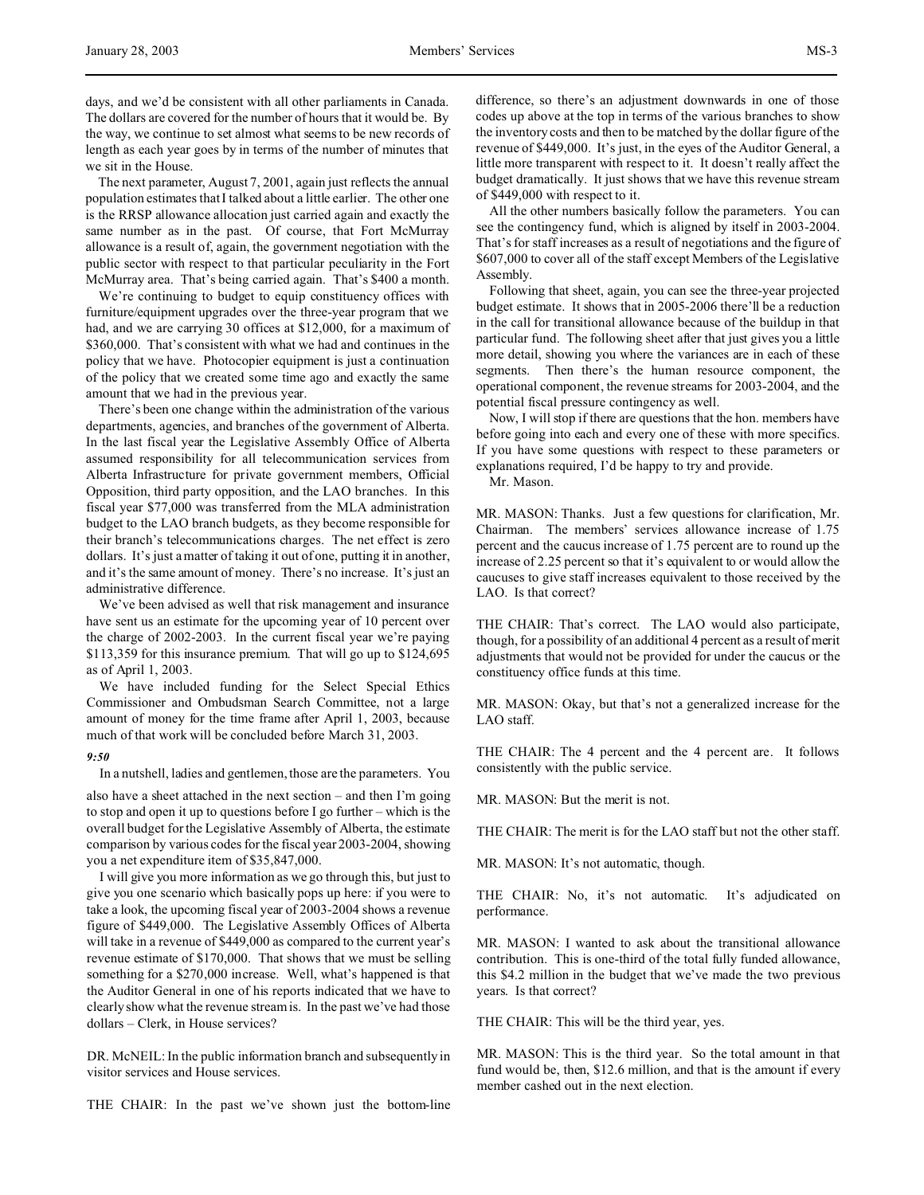days, and we'd be consistent with all other parliaments in Canada. The dollars are covered for the number of hours that it would be. By the way, we continue to set almost what seems to be new records of length as each year goes by in terms of the number of minutes that we sit in the House.

The next parameter, August 7, 2001, again just reflects the annual population estimates that I talked about a little earlier. The other one is the RRSP allowance allocation just carried again and exactly the same number as in the past. Of course, that Fort McMurray allowance is a result of, again, the government negotiation with the public sector with respect to that particular peculiarity in the Fort McMurray area. That's being carried again. That's $400 a month.

We're continuing to budget to equip constituency offices with furniture/equipment upgrades over the three-year program that we had, and we are carrying 30 offices at $12,000, for a maximum of $360,000. That's consistent with what we had and continues in the policy that we have. Photocopier equipment is just a continuation of the policy that we created some time ago and exactly the same amount that we had in the previous year.

There's been one change within the administration of the various departments, agencies, and branches of the government of Alberta. In the last fiscal year the Legislative Assembly Office of Alberta assumed responsibility for all telecommunication services from Alberta Infrastructure for private government members, Official Opposition, third party opposition, and the LAO branches. In this fiscal year $77,000 was transferred from the MLA administration budget to the LAO branch budgets, as they become responsible for their branch's telecommunications charges. The net effect is zero dollars. It's just a matter of taking it out of one, putting it in another, and it's the same amount of money. There's no increase. It's just an administrative difference.

We've been advised as well that risk management and insurance have sent us an estimate for the upcoming year of 10 percent over the charge of 2002-2003. In the current fiscal year we're paying $113,359 for this insurance premium. That will go up to $124,695 as of April 1, 2003.

We have included funding for the Select Special Ethics Commissioner and Ombudsman Search Committee, not a large amount of money for the time frame after April 1, 2003, because much of that work will be concluded before March 31, 2003.

*9:50*

In a nutshell, ladies and gentlemen, those are the parameters. You also have a sheet attached in the next section – and then I'm going to stop and open it up to questions before I go further – which is the overall budget for the Legislative Assembly of Alberta, the estimate comparison by various codes for the fiscal year 2003-2004, showing you a net expenditure item of $35,847,000.

I will give you more information as we go through this, but just to give you one scenario which basically pops up here: if you were to take a look, the upcoming fiscal year of 2003-2004 shows a revenue figure of $449,000. The Legislative Assembly Offices of Alberta will take in a revenue of $449,000 as compared to the current year's revenue estimate of $170,000. That shows that we must be selling something for a $270,000 increase. Well, what's happened is that the Auditor General in one of his reports indicated that we have to clearly show what the revenue stream is. In the past we've had those dollars – Clerk, in House services?

DR. McNEIL: In the public information branch and subsequently in visitor services and House services.

THE CHAIR: In the past we've shown just the bottom-line difference, so there's an adjustment downwards in one of those codes up above at the top in terms of the various branches to show the inventory costs and then to be matched by the dollar figure of the revenue of $449,000. It's just, in the eyes of the Auditor General, a little more transparent with respect to it. It doesn't really affect the budget dramatically. It just shows that we have this revenue stream of $449,000 with respect to it.

All the other numbers basically follow the parameters. You can see the contingency fund, which is aligned by itself in 2003-2004. That's for staff increases as a result of negotiations and the figure of $607,000 to cover all of the staff except Members of the Legislative Assembly.

Following that sheet, again, you can see the three-year projected budget estimate. It shows that in 2005-2006 there'll be a reduction in the call for transitional allowance because of the buildup in that particular fund. The following sheet after that just gives you a little more detail, showing you where the variances are in each of these segments. Then there's the human resource component, the operational component, the revenue streams for 2003-2004, and the potential fiscal pressure contingency as well.

Now, I will stop if there are questions that the hon. members have before going into each and every one of these with more specifics. If you have some questions with respect to these parameters or explanations required, I'd be happy to try and provide.

Mr. Mason.

MR. MASON: Thanks. Just a few questions for clarification, Mr. Chairman. The members' services allowance increase of 1.75 percent and the caucus increase of 1.75 percent are to round up the increase of 2.25 percent so that it's equivalent to or would allow the caucuses to give staff increases equivalent to those received by the LAO. Is that correct?

THE CHAIR: That's correct. The LAO would also participate, though, for a possibility of an additional 4 percent as a result of merit adjustments that would not be provided for under the caucus or the constituency office funds at this time.

MR. MASON: Okay, but that's not a generalized increase for the LAO staff.

THE CHAIR: The 4 percent and the 4 percent are. It follows consistently with the public service.

MR. MASON: But the merit is not.

THE CHAIR: The merit is for the LAO staff but not the other staff.

MR. MASON: It's not automatic, though.

THE CHAIR: No, it's not automatic. It's adjudicated on performance.

MR. MASON: I wanted to ask about the transitional allowance contribution. This is one-third of the total fully funded allowance, this $4.2 million in the budget that we've made the two previous years. Is that correct?

THE CHAIR: This will be the third year, yes.

MR. MASON: This is the third year. So the total amount in that fund would be, then, $12.6 million, and that is the amount if every member cashed out in the next election.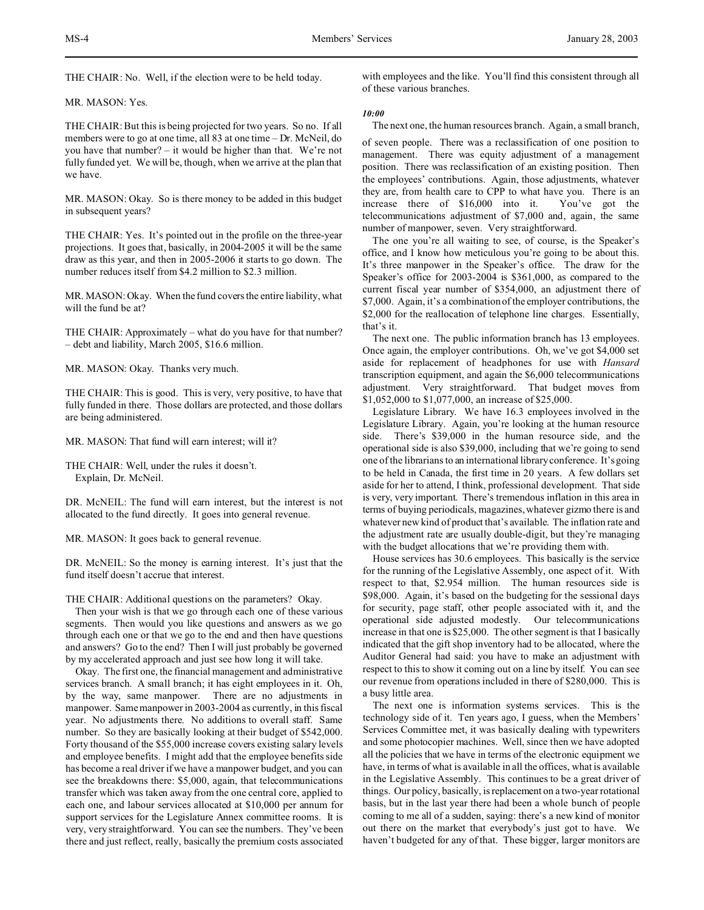THE CHAIR: No. Well, if the election were to be held today.

MR. MASON: Yes.

THE CHAIR: But this is being projected for two years. So no. If all members were to go at one time, all 83 at one time – Dr. McNeil, do you have that number? – it would be higher than that. We're not fully funded yet. We will be, though, when we arrive at the plan that we have.

MR. MASON: Okay. So is there money to be added in this budget in subsequent years?

THE CHAIR: Yes. It's pointed out in the profile on the three-year projections. It goes that, basically, in 2004-2005 it will be the same draw as this year, and then in 2005-2006 it starts to go down. The number reduces itself from $4.2 million to $2.3 million.

MR. MASON: Okay. When the fund covers the entire liability, what will the fund be at?

THE CHAIR: Approximately – what do you have for that number? – debt and liability, March 2005, $16.6 million.

MR. MASON: Okay. Thanks very much.

THE CHAIR: This is good. This is very, very positive, to have that fully funded in there. Those dollars are protected, and those dollars are being administered.

MR. MASON: That fund will earn interest; will it?

THE CHAIR: Well, under the rules it doesn't.
Explain, Dr. McNeil.

DR. McNEIL: The fund will earn interest, but the interest is not allocated to the fund directly. It goes into general revenue.

MR. MASON: It goes back to general revenue.

DR. McNEIL: So the money is earning interest. It's just that the fund itself doesn't accrue that interest.

THE CHAIR: Additional questions on the parameters? Okay.
Then your wish is that we go through each one of these various segments. Then would you like questions and answers as we go through each one or that we go to the end and then have questions and answers? Go to the end? Then I will just probably be governed by my accelerated approach and just see how long it will take.

Okay. The first one, the financial management and administrative services branch. A small branch; it has eight employees in it. Oh, by the way, same manpower. There are no adjustments in manpower. Same manpower in 2003-2004 as currently, in this fiscal year. No adjustments there. No additions to overall staff. Same number. So they are basically looking at their budget of $542,000. Forty thousand of the $55,000 increase covers existing salary levels and employee benefits. I might add that the employee benefits side has become a real driver if we have a manpower budget, and you can see the breakdowns there: $5,000, again, that telecommunications transfer which was taken away from the one central core, applied to each one, and labour services allocated at $10,000 per annum for support services for the Legislature Annex committee rooms. It is very, very straightforward. You can see the numbers. They've been there and just reflect, really, basically the premium costs associated with employees and the like. You'll find this consistent through all of these various branches.

*10:00*

The next one, the human resources branch. Again, a small branch, of seven people. There was a reclassification of one position to management. There was equity adjustment of a management position. There was reclassification of an existing position. Then the employees' contributions. Again, those adjustments, whatever they are, from health care to CPP to what have you. There is an increase there of $16,000 into it. You've got the telecommunications adjustment of $7,000 and, again, the same number of manpower, seven. Very straightforward.

The one you're all waiting to see, of course, is the Speaker's office, and I know how meticulous you're going to be about this. It's three manpower in the Speaker's office. The draw for the Speaker's office for 2003-2004 is $361,000, as compared to the current fiscal year number of $354,000, an adjustment there of $7,000. Again, it's a combination of the employer contributions, the $2,000 for the reallocation of telephone line charges. Essentially, that's it.

The next one. The public information branch has 13 employees. Once again, the employer contributions. Oh, we've got $4,000 set aside for replacement of headphones for use with *Hansard* transcription equipment, and again the $6,000 telecommunications adjustment. Very straightforward. That budget moves from $1,052,000 to $1,077,000, an increase of $25,000.

Legislature Library. We have 16.3 employees involved in the Legislature Library. Again, you're looking at the human resource side. There's $39,000 in the human resource side, and the operational side is also $39,000, including that we're going to send one of the librarians to an international library conference. It's going to be held in Canada, the first time in 20 years. A few dollars set aside for her to attend, I think, professional development. That side is very, very important. There's tremendous inflation in this area in terms of buying periodicals, magazines, whatever gizmo there is and whatever new kind of product that's available. The inflation rate and the adjustment rate are usually double-digit, but they're managing with the budget allocations that we're providing them with.

House services has 30.6 employees. This basically is the service for the running of the Legislative Assembly, one aspect of it. With respect to that, $2.954 million. The human resources side is $98,000. Again, it's based on the budgeting for the sessional days for security, page staff, other people associated with it, and the operational side adjusted modestly. Our telecommunications increase in that one is $25,000. The other segment is that I basically indicated that the gift shop inventory had to be allocated, where the Auditor General had said: you have to make an adjustment with respect to this to show it coming out on a line by itself. You can see our revenue from operations included in there of $280,000. This is a busy little area.

The next one is information systems services. This is the technology side of it. Ten years ago, I guess, when the Members' Services Committee met, it was basically dealing with typewriters and some photocopier machines. Well, since then we have adopted all the policies that we have in terms of the electronic equipment we have, in terms of what is available in all the offices, what is available in the Legislative Assembly. This continues to be a great driver of things. Our policy, basically, is replacement on a two-year rotational basis, but in the last year there had been a whole bunch of people coming to me all of a sudden, saying: there's a new kind of monitor out there on the market that everybody's just got to have. We haven't budgeted for any of that. These bigger, larger monitors are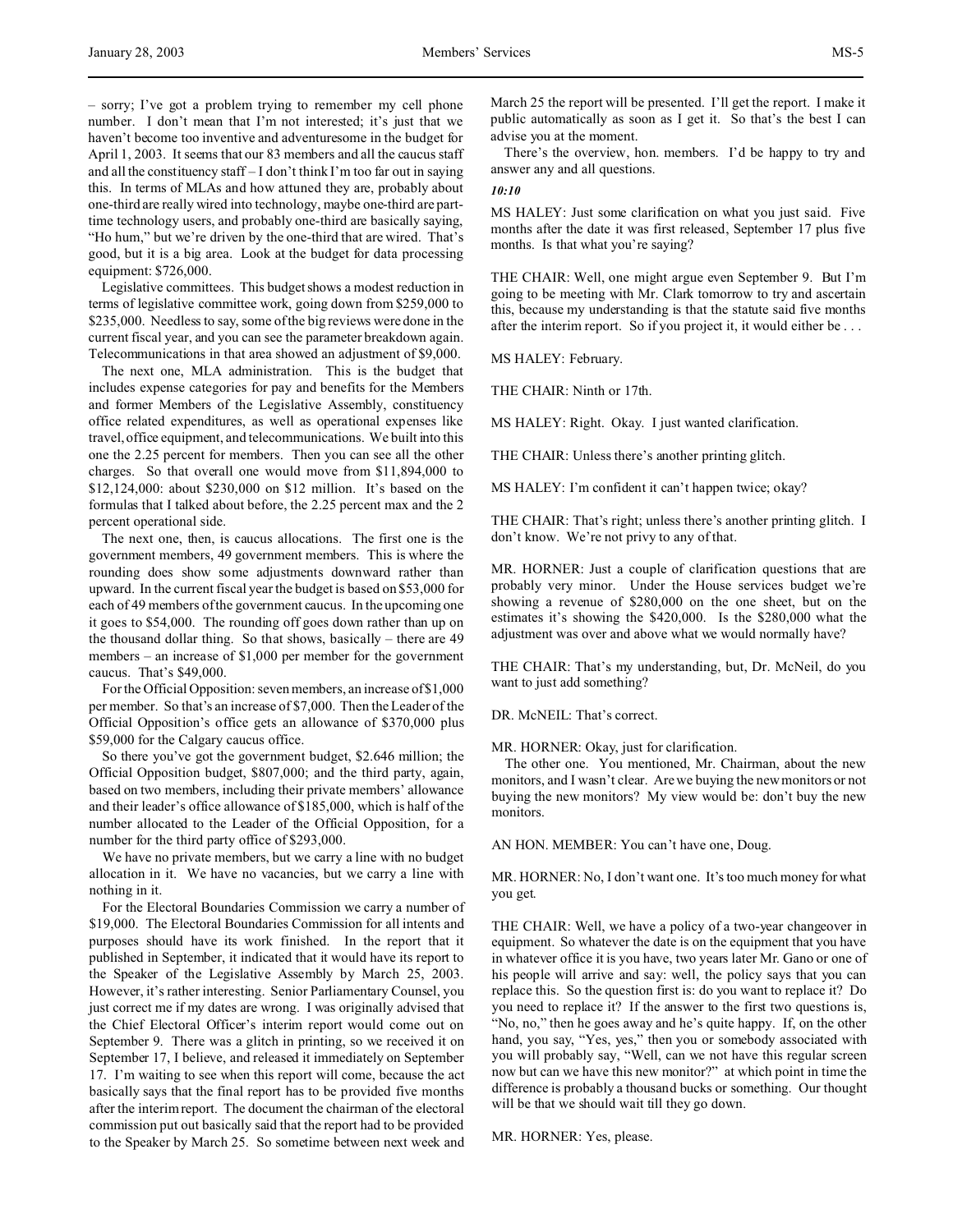– sorry; I've got a problem trying to remember my cell phone number. I don't mean that I'm not interested; it's just that we haven't become too inventive and adventuresome in the budget for April 1, 2003. It seems that our 83 members and all the caucus staff and all the constituency staff – I don't think I'm too far out in saying this. In terms of MLAs and how attuned they are, probably about one-third are really wired into technology, maybe one-third are part-time technology users, and probably one-third are basically saying, "Ho hum," but we're driven by the one-third that are wired. That's good, but it is a big area. Look at the budget for data processing equipment: $726,000.

Legislative committees. This budget shows a modest reduction in terms of legislative committee work, going down from $259,000 to $235,000. Needless to say, some of the big reviews were done in the current fiscal year, and you can see the parameter breakdown again. Telecommunications in that area showed an adjustment of $9,000.

The next one, MLA administration. This is the budget that includes expense categories for pay and benefits for the Members and former Members of the Legislative Assembly, constituency office related expenditures, as well as operational expenses like travel, office equipment, and telecommunications. We built into this one the 2.25 percent for members. Then you can see all the other charges. So that overall one would move from $11,894,000 to $12,124,000: about $230,000 on $12 million. It's based on the formulas that I talked about before, the 2.25 percent max and the 2 percent operational side.

The next one, then, is caucus allocations. The first one is the government members, 49 government members. This is where the rounding does show some adjustments downward rather than upward. In the current fiscal year the budget is based on $53,000 for each of 49 members of the government caucus. In the upcoming one it goes to $54,000. The rounding off goes down rather than up on the thousand dollar thing. So that shows, basically – there are 49 members – an increase of $1,000 per member for the government caucus. That's $49,000.

For the Official Opposition: seven members, an increase of $1,000 per member. So that's an increase of $7,000. Then the Leader of the Official Opposition's office gets an allowance of $370,000 plus $59,000 for the Calgary caucus office.

So there you've got the government budget, $2.646 million; the Official Opposition budget, $807,000; and the third party, again, based on two members, including their private members' allowance and their leader's office allowance of $185,000, which is half of the number allocated to the Leader of the Official Opposition, for a number for the third party office of $293,000.

We have no private members, but we carry a line with no budget allocation in it. We have no vacancies, but we carry a line with nothing in it.

For the Electoral Boundaries Commission we carry a number of $19,000. The Electoral Boundaries Commission for all intents and purposes should have its work finished. In the report that it published in September, it indicated that it would have its report to the Speaker of the Legislative Assembly by March 25, 2003. However, it's rather interesting. Senior Parliamentary Counsel, you just correct me if my dates are wrong. I was originally advised that the Chief Electoral Officer's interim report would come out on September 9. There was a glitch in printing, so we received it on September 17, I believe, and released it immediately on September 17. I'm waiting to see when this report will come, because the act basically says that the final report has to be provided five months after the interim report. The document the chairman of the electoral commission put out basically said that the report had to be provided to the Speaker by March 25. So sometime between next week and March 25 the report will be presented. I'll get the report. I make it public automatically as soon as I get it. So that's the best I can advise you at the moment.

There's the overview, hon. members. I'd be happy to try and answer any and all questions.

*10:10*

MS HALEY: Just some clarification on what you just said. Five months after the date it was first released, September 17 plus five months. Is that what you're saying?

THE CHAIR: Well, one might argue even September 9. But I'm going to be meeting with Mr. Clark tomorrow to try and ascertain this, because my understanding is that the statute said five months after the interim report. So if you project it, it would either be . . .

MS HALEY: February.

THE CHAIR: Ninth or 17th.

MS HALEY: Right. Okay. I just wanted clarification.

THE CHAIR: Unless there's another printing glitch.

MS HALEY: I'm confident it can't happen twice; okay?

THE CHAIR: That's right; unless there's another printing glitch. I don't know. We're not privy to any of that.

MR. HORNER: Just a couple of clarification questions that are probably very minor. Under the House services budget we're showing a revenue of $280,000 on the one sheet, but on the estimates it's showing the $420,000. Is the $280,000 what the adjustment was over and above what we would normally have?

THE CHAIR: That's my understanding, but, Dr. McNeil, do you want to just add something?

DR. McNEIL: That's correct.

MR. HORNER: Okay, just for clarification.

The other one. You mentioned, Mr. Chairman, about the new monitors, and I wasn't clear. Are we buying the new monitors or not buying the new monitors? My view would be: don't buy the new monitors.

AN HON. MEMBER: You can't have one, Doug.

MR. HORNER: No, I don't want one. It's too much money for what you get.

THE CHAIR: Well, we have a policy of a two-year changeover in equipment. So whatever the date is on the equipment that you have in whatever office it is you have, two years later Mr. Gano or one of his people will arrive and say: well, the policy says that you can replace this. So the question first is: do you want to replace it? Do you need to replace it? If the answer to the first two questions is, "No, no," then he goes away and he's quite happy. If, on the other hand, you say, "Yes, yes," then you or somebody associated with you will probably say, "Well, can we not have this regular screen now but can we have this new monitor?" at which point in time the difference is probably a thousand bucks or something. Our thought will be that we should wait till they go down.

MR. HORNER: Yes, please.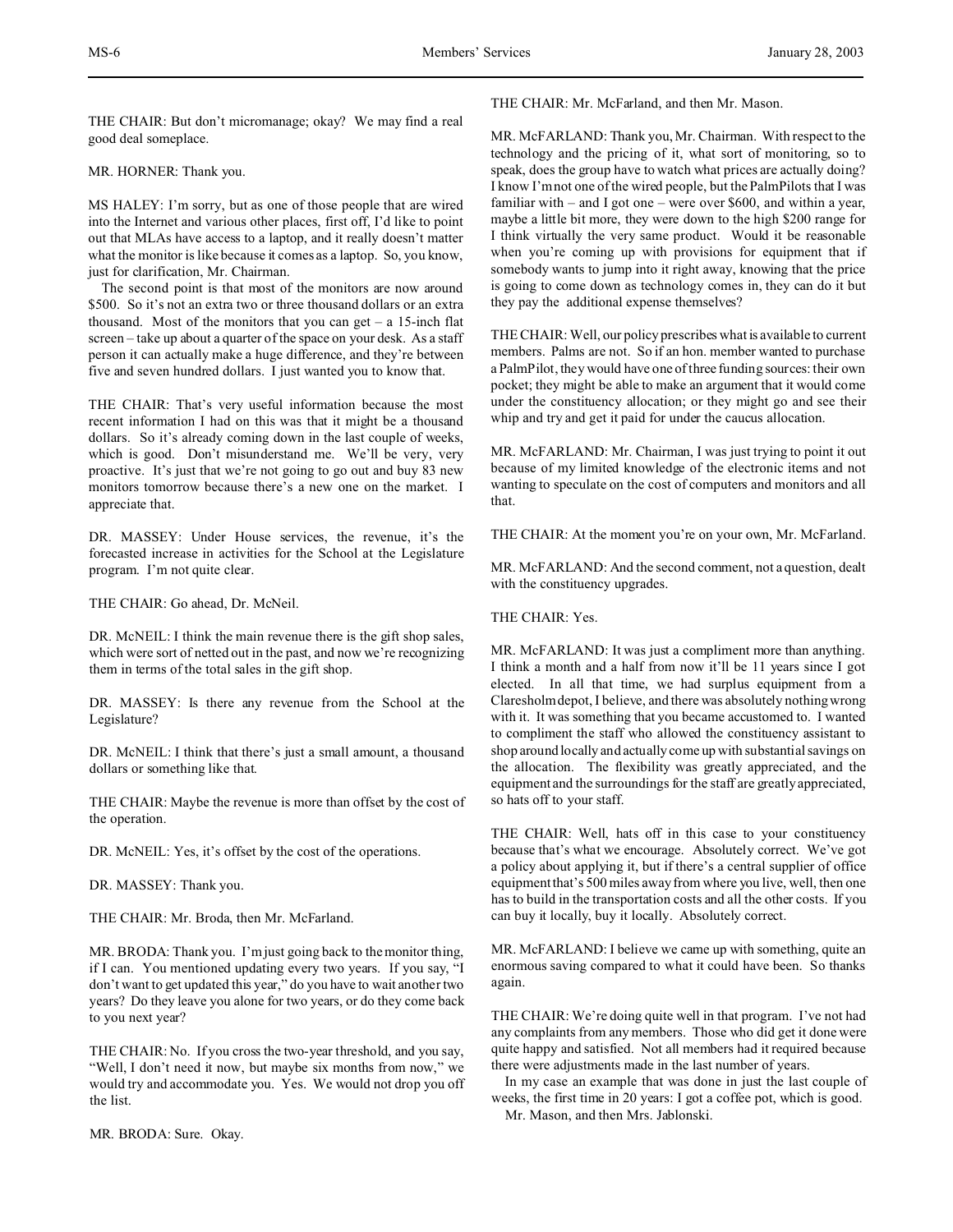THE CHAIR: But don't micromanage; okay? We may find a real good deal someplace.

MR. HORNER: Thank you.

MS HALEY: I'm sorry, but as one of those people that are wired into the Internet and various other places, first off, I'd like to point out that MLAs have access to a laptop, and it really doesn't matter what the monitor is like because it comes as a laptop. So, you know, just for clarification, Mr. Chairman.

The second point is that most of the monitors are now around $500. So it's not an extra two or three thousand dollars or an extra thousand. Most of the monitors that you can get – a 15-inch flat screen – take up about a quarter of the space on your desk. As a staff person it can actually make a huge difference, and they're between five and seven hundred dollars. I just wanted you to know that.

THE CHAIR: That's very useful information because the most recent information I had on this was that it might be a thousand dollars. So it's already coming down in the last couple of weeks, which is good. Don't misunderstand me. We'll be very, very proactive. It's just that we're not going to go out and buy 83 new monitors tomorrow because there's a new one on the market. I appreciate that.

DR. MASSEY: Under House services, the revenue, it's the forecasted increase in activities for the School at the Legislature program. I'm not quite clear.

THE CHAIR: Go ahead, Dr. McNeil.

DR. McNEIL: I think the main revenue there is the gift shop sales, which were sort of netted out in the past, and now we're recognizing them in terms of the total sales in the gift shop.

DR. MASSEY: Is there any revenue from the School at the Legislature?

DR. McNEIL: I think that there's just a small amount, a thousand dollars or something like that.

THE CHAIR: Maybe the revenue is more than offset by the cost of the operation.

DR. McNEIL: Yes, it's offset by the cost of the operations.

DR. MASSEY: Thank you.

THE CHAIR: Mr. Broda, then Mr. McFarland.

MR. BRODA: Thank you. I'm just going back to the monitor thing, if I can. You mentioned updating every two years. If you say, "I don't want to get updated this year," do you have to wait another two years? Do they leave you alone for two years, or do they come back to you next year?

THE CHAIR: No. If you cross the two-year threshold, and you say, "Well, I don't need it now, but maybe six months from now," we would try and accommodate you. Yes. We would not drop you off the list.

MR. BRODA: Sure. Okay.

THE CHAIR: Mr. McFarland, and then Mr. Mason.

MR. McFARLAND: Thank you, Mr. Chairman. With respect to the technology and the pricing of it, what sort of monitoring, so to speak, does the group have to watch what prices are actually doing? I know I'm not one of the wired people, but the PalmPilots that I was familiar with – and I got one – were over $600, and within a year, maybe a little bit more, they were down to the high $200 range for I think virtually the very same product. Would it be reasonable when you're coming up with provisions for equipment that if somebody wants to jump into it right away, knowing that the price is going to come down as technology comes in, they can do it but they pay the additional expense themselves?

THE CHAIR: Well, our policy prescribes what is available to current members. Palms are not. So if an hon. member wanted to purchase a PalmPilot, they would have one of three funding sources: their own pocket; they might be able to make an argument that it would come under the constituency allocation; or they might go and see their whip and try and get it paid for under the caucus allocation.

MR. McFARLAND: Mr. Chairman, I was just trying to point it out because of my limited knowledge of the electronic items and not wanting to speculate on the cost of computers and monitors and all that.

THE CHAIR: At the moment you're on your own, Mr. McFarland.

MR. McFARLAND: And the second comment, not a question, dealt with the constituency upgrades.

THE CHAIR: Yes.

MR. McFARLAND: It was just a compliment more than anything. I think a month and a half from now it'll be 11 years since I got elected. In all that time, we had surplus equipment from a Claresholm depot, I believe, and there was absolutely nothing wrong with it. It was something that you became accustomed to. I wanted to compliment the staff who allowed the constituency assistant to shop around locally and actually come up with substantial savings on the allocation. The flexibility was greatly appreciated, and the equipment and the surroundings for the staff are greatly appreciated, so hats off to your staff.

THE CHAIR: Well, hats off in this case to your constituency because that's what we encourage. Absolutely correct. We've got a policy about applying it, but if there's a central supplier of office equipment that's 500 miles away from where you live, well, then one has to build in the transportation costs and all the other costs. If you can buy it locally, buy it locally. Absolutely correct.

MR. McFARLAND: I believe we came up with something, quite an enormous saving compared to what it could have been. So thanks again.

THE CHAIR: We're doing quite well in that program. I've not had any complaints from any members. Those who did get it done were quite happy and satisfied. Not all members had it required because there were adjustments made in the last number of years.

In my case an example that was done in just the last couple of weeks, the first time in 20 years: I got a coffee pot, which is good.

Mr. Mason, and then Mrs. Jablonski.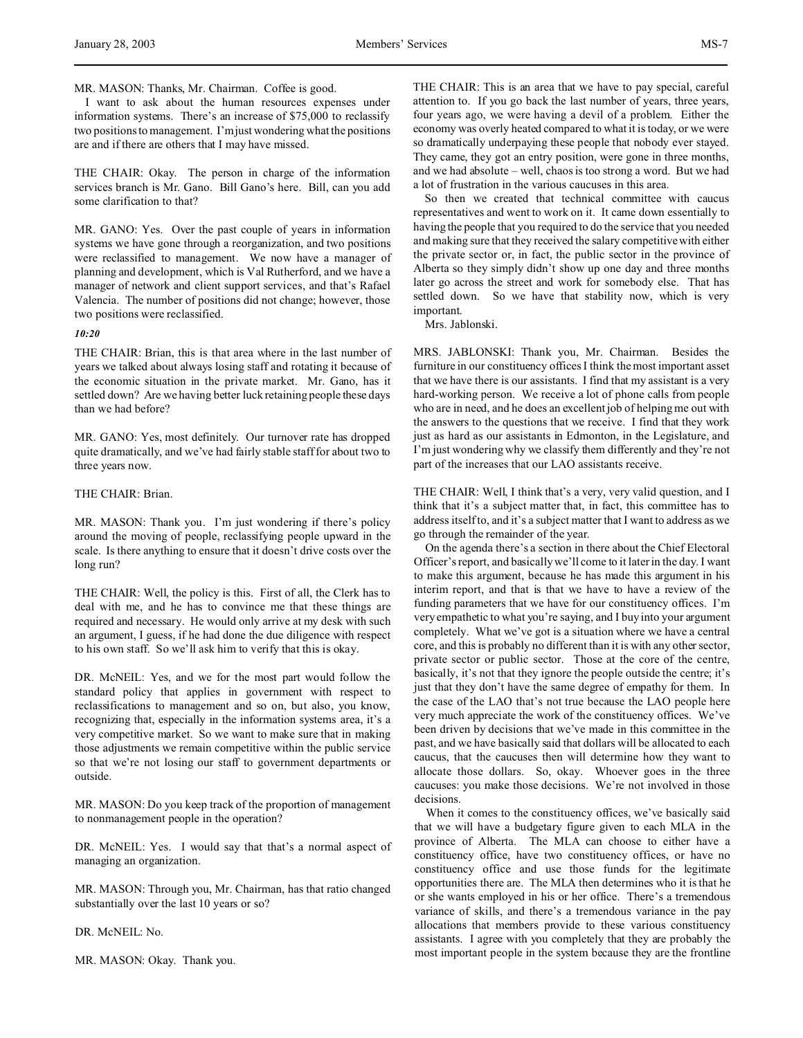MR. MASON: Thanks, Mr. Chairman. Coffee is good.

I want to ask about the human resources expenses under information systems. There's an increase of $75,000 to reclassify two positions to management. I'm just wondering what the positions are and if there are others that I may have missed.

THE CHAIR: Okay. The person in charge of the information services branch is Mr. Gano. Bill Gano's here. Bill, can you add some clarification to that?

MR. GANO: Yes. Over the past couple of years in information systems we have gone through a reorganization, and two positions were reclassified to management. We now have a manager of planning and development, which is Val Rutherford, and we have a manager of network and client support services, and that's Rafael Valencia. The number of positions did not change; however, those two positions were reclassified.

*10:20*

THE CHAIR: Brian, this is that area where in the last number of years we talked about always losing staff and rotating it because of the economic situation in the private market. Mr. Gano, has it settled down? Are we having better luck retaining people these days than we had before?

MR. GANO: Yes, most definitely. Our turnover rate has dropped quite dramatically, and we've had fairly stable staff for about two to three years now.

THE CHAIR: Brian.

MR. MASON: Thank you. I'm just wondering if there's policy around the moving of people, reclassifying people upward in the scale. Is there anything to ensure that it doesn't drive costs over the long run?

THE CHAIR: Well, the policy is this. First of all, the Clerk has to deal with me, and he has to convince me that these things are required and necessary. He would only arrive at my desk with such an argument, I guess, if he had done the due diligence with respect to his own staff. So we'll ask him to verify that this is okay.

DR. McNEIL: Yes, and we for the most part would follow the standard policy that applies in government with respect to reclassifications to management and so on, but also, you know, recognizing that, especially in the information systems area, it's a very competitive market. So we want to make sure that in making those adjustments we remain competitive within the public service so that we're not losing our staff to government departments or outside.

MR. MASON: Do you keep track of the proportion of management to nonmanagement people in the operation?

DR. McNEIL: Yes. I would say that that's a normal aspect of managing an organization.

MR. MASON: Through you, Mr. Chairman, has that ratio changed substantially over the last 10 years or so?

DR. McNEIL: No.

MR. MASON: Okay. Thank you.

THE CHAIR: This is an area that we have to pay special, careful attention to. If you go back the last number of years, three years, four years ago, we were having a devil of a problem. Either the economy was overly heated compared to what it is today, or we were so dramatically underpaying these people that nobody ever stayed. They came, they got an entry position, were gone in three months, and we had absolute – well, chaos is too strong a word. But we had a lot of frustration in the various caucuses in this area.

So then we created that technical committee with caucus representatives and went to work on it. It came down essentially to having the people that you required to do the service that you needed and making sure that they received the salary competitive with either the private sector or, in fact, the public sector in the province of Alberta so they simply didn't show up one day and three months later go across the street and work for somebody else. That has settled down. So we have that stability now, which is very important.

Mrs. Jablonski.

MRS. JABLONSKI: Thank you, Mr. Chairman. Besides the furniture in our constituency offices I think the most important asset that we have there is our assistants. I find that my assistant is a very hard-working person. We receive a lot of phone calls from people who are in need, and he does an excellent job of helping me out with the answers to the questions that we receive. I find that they work just as hard as our assistants in Edmonton, in the Legislature, and I'm just wondering why we classify them differently and they're not part of the increases that our LAO assistants receive.

THE CHAIR: Well, I think that's a very, very valid question, and I think that it's a subject matter that, in fact, this committee has to address itself to, and it's a subject matter that I want to address as we go through the remainder of the year.

On the agenda there's a section in there about the Chief Electoral Officer's report, and basically we'll come to it later in the day. I want to make this argument, because he has made this argument in his interim report, and that is that we have to have a review of the funding parameters that we have for our constituency offices. I'm very empathetic to what you're saying, and I buy into your argument completely. What we've got is a situation where we have a central core, and this is probably no different than it is with any other sector, private sector or public sector. Those at the core of the centre, basically, it's not that they ignore the people outside the centre; it's just that they don't have the same degree of empathy for them. In the case of the LAO that's not true because the LAO people here very much appreciate the work of the constituency offices. We've been driven by decisions that we've made in this committee in the past, and we have basically said that dollars will be allocated to each caucus, that the caucuses then will determine how they want to allocate those dollars. So, okay. Whoever goes in the three caucuses: you make those decisions. We're not involved in those decisions.

When it comes to the constituency offices, we've basically said that we will have a budgetary figure given to each MLA in the province of Alberta. The MLA can choose to either have a constituency office, have two constituency offices, or have no constituency office and use those funds for the legitimate opportunities there are. The MLA then determines who it is that he or she wants employed in his or her office. There's a tremendous variance of skills, and there's a tremendous variance in the pay allocations that members provide to these various constituency assistants. I agree with you completely that they are probably the most important people in the system because they are the frontline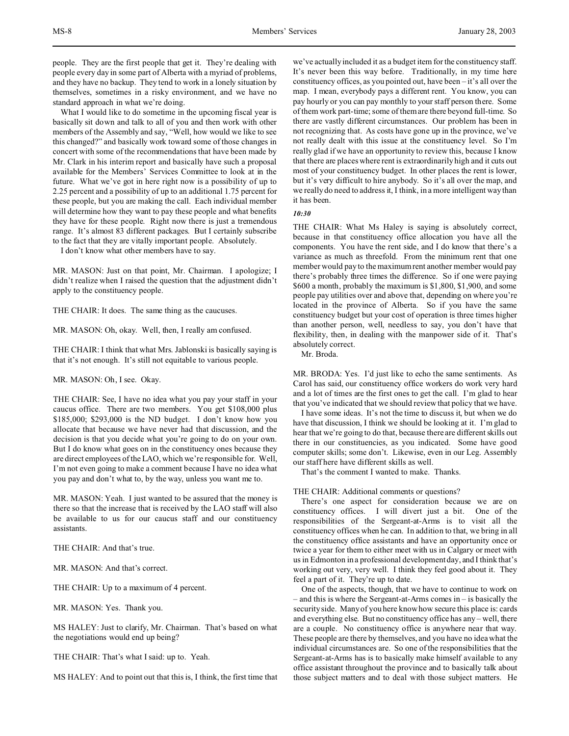people. They are the first people that get it. They're dealing with people every day in some part of Alberta with a myriad of problems, and they have no backup. They tend to work in a lonely situation by themselves, sometimes in a risky environment, and we have no standard approach in what we're doing.

What I would like to do sometime in the upcoming fiscal year is basically sit down and talk to all of you and then work with other members of the Assembly and say, "Well, how would we like to see this changed?" and basically work toward some of those changes in concert with some of the recommendations that have been made by Mr. Clark in his interim report and basically have such a proposal available for the Members' Services Committee to look at in the future. What we've got in here right now is a possibility of up to 2.25 percent and a possibility of up to an additional 1.75 percent for these people, but you are making the call. Each individual member will determine how they want to pay these people and what benefits they have for these people. Right now there is just a tremendous range. It's almost 83 different packages. But I certainly subscribe to the fact that they are vitally important people. Absolutely.

I don't know what other members have to say.

MR. MASON: Just on that point, Mr. Chairman. I apologize; I didn't realize when I raised the question that the adjustment didn't apply to the constituency people.

THE CHAIR: It does. The same thing as the caucuses.

MR. MASON: Oh, okay. Well, then, I really am confused.

THE CHAIR: I think that what Mrs. Jablonski is basically saying is that it's not enough. It's still not equitable to various people.

MR. MASON: Oh, I see. Okay.

THE CHAIR: See, I have no idea what you pay your staff in your caucus office. There are two members. You get $108,000 plus $185,000; $293,000 is the ND budget. I don't know how you allocate that because we have never had that discussion, and the decision is that you decide what you're going to do on your own. But I do know what goes on in the constituency ones because they are direct employees of the LAO, which we're responsible for. Well, I'm not even going to make a comment because I have no idea what you pay and don't what to, by the way, unless you want me to.

MR. MASON: Yeah. I just wanted to be assured that the money is there so that the increase that is received by the LAO staff will also be available to us for our caucus staff and our constituency assistants.

THE CHAIR: And that's true.

MR. MASON: And that's correct.

THE CHAIR: Up to a maximum of 4 percent.

MR. MASON: Yes. Thank you.

MS HALEY: Just to clarify, Mr. Chairman. That's based on what the negotiations would end up being?

THE CHAIR: That's what I said: up to. Yeah.

MS HALEY: And to point out that this is, I think, the first time that we've actually included it as a budget item for the constituency staff. It's never been this way before. Traditionally, in my time here constituency offices, as you pointed out, have been – it's all over the map. I mean, everybody pays a different rent. You know, you can pay hourly or you can pay monthly to your staff person there. Some of them work part-time; some of them are there beyond full-time. So there are vastly different circumstances. Our problem has been in not recognizing that. As costs have gone up in the province, we've not really dealt with this issue at the constituency level. So I'm really glad if we have an opportunity to review this, because I know that there are places where rent is extraordinarily high and it cuts out most of your constituency budget. In other places the rent is lower, but it's very difficult to hire anybody. So it's all over the map, and we really do need to address it, I think, in a more intelligent way than it has been.

*10:30*

THE CHAIR: What Ms Haley is saying is absolutely correct, because in that constituency office allocation you have all the components. You have the rent side, and I do know that there's a variance as much as threefold. From the minimum rent that one member would pay to the maximum rent another member would pay there's probably three times the difference. So if one were paying $600 a month, probably the maximum is $1,800, $1,900, and some people pay utilities over and above that, depending on where you're located in the province of Alberta. So if you have the same constituency budget but your cost of operation is three times higher than another person, well, needless to say, you don't have that flexibility, then, in dealing with the manpower side of it. That's absolutely correct.

Mr. Broda.

MR. BRODA: Yes. I'd just like to echo the same sentiments. As Carol has said, our constituency office workers do work very hard and a lot of times are the first ones to get the call. I'm glad to hear that you've indicated that we should review that policy that we have.

I have some ideas. It's not the time to discuss it, but when we do have that discussion, I think we should be looking at it. I'm glad to hear that we're going to do that, because there are different skills out there in our constituencies, as you indicated. Some have good computer skills; some don't. Likewise, even in our Leg. Assembly our staff here have different skills as well.

That's the comment I wanted to make. Thanks.

THE CHAIR: Additional comments or questions?

There's one aspect for consideration because we are on constituency offices. I will divert just a bit. One of the responsibilities of the Sergeant-at-Arms is to visit all the constituency offices when he can. In addition to that, we bring in all the constituency office assistants and have an opportunity once or twice a year for them to either meet with us in Calgary or meet with us in Edmonton in a professional development day, and I think that's working out very, very well. I think they feel good about it. They feel a part of it. They're up to date.

One of the aspects, though, that we have to continue to work on – and this is where the Sergeant-at-Arms comes in – is basically the security side. Many of you here know how secure this place is: cards and everything else. But no constituency office has any – well, there are a couple. No constituency office is anywhere near that way. These people are there by themselves, and you have no idea what the individual circumstances are. So one of the responsibilities that the Sergeant-at-Arms has is to basically make himself available to any office assistant throughout the province and to basically talk about those subject matters and to deal with those subject matters. He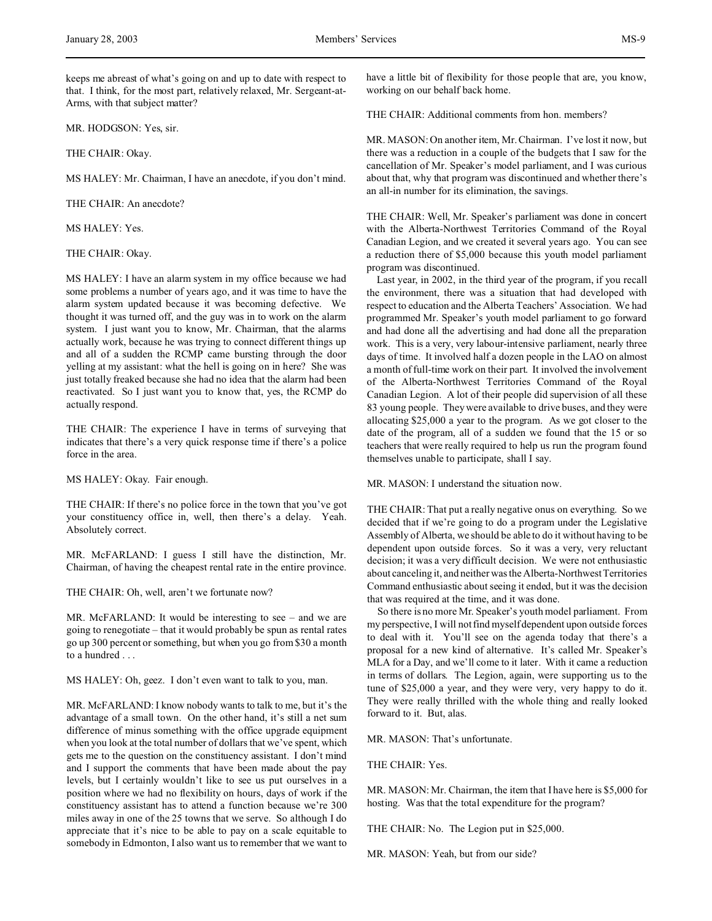keeps me abreast of what's going on and up to date with respect to that. I think, for the most part, relatively relaxed, Mr. Sergeant-at-Arms, with that subject matter?

MR. HODGSON: Yes, sir.

THE CHAIR: Okay.

MS HALEY: Mr. Chairman, I have an anecdote, if you don't mind.

THE CHAIR: An anecdote?

MS HALEY: Yes.

THE CHAIR: Okay.

MS HALEY: I have an alarm system in my office because we had some problems a number of years ago, and it was time to have the alarm system updated because it was becoming defective. We thought it was turned off, and the guy was in to work on the alarm system. I just want you to know, Mr. Chairman, that the alarms actually work, because he was trying to connect different things up and all of a sudden the RCMP came bursting through the door yelling at my assistant: what the hell is going on in here? She was just totally freaked because she had no idea that the alarm had been reactivated. So I just want you to know that, yes, the RCMP do actually respond.

THE CHAIR: The experience I have in terms of surveying that indicates that there's a very quick response time if there's a police force in the area.

MS HALEY: Okay. Fair enough.

THE CHAIR: If there's no police force in the town that you've got your constituency office in, well, then there's a delay. Yeah. Absolutely correct.

MR. McFARLAND: I guess I still have the distinction, Mr. Chairman, of having the cheapest rental rate in the entire province.

THE CHAIR: Oh, well, aren't we fortunate now?

MR. McFARLAND: It would be interesting to see – and we are going to renegotiate – that it would probably be spun as rental rates go up 300 percent or something, but when you go from $30 a month to a hundred . . .

MS HALEY: Oh, geez. I don't even want to talk to you, man.

MR. McFARLAND: I know nobody wants to talk to me, but it's the advantage of a small town. On the other hand, it's still a net sum difference of minus something with the office upgrade equipment when you look at the total number of dollars that we've spent, which gets me to the question on the constituency assistant. I don't mind and I support the comments that have been made about the pay levels, but I certainly wouldn't like to see us put ourselves in a position where we had no flexibility on hours, days of work if the constituency assistant has to attend a function because we're 300 miles away in one of the 25 towns that we serve. So although I do appreciate that it's nice to be able to pay on a scale equitable to somebody in Edmonton, I also want us to remember that we want to have a little bit of flexibility for those people that are, you know, working on our behalf back home.

THE CHAIR: Additional comments from hon. members?

MR. MASON: On another item, Mr. Chairman. I've lost it now, but there was a reduction in a couple of the budgets that I saw for the cancellation of Mr. Speaker's model parliament, and I was curious about that, why that program was discontinued and whether there's an all-in number for its elimination, the savings.

THE CHAIR: Well, Mr. Speaker's parliament was done in concert with the Alberta-Northwest Territories Command of the Royal Canadian Legion, and we created it several years ago. You can see a reduction there of $5,000 because this youth model parliament program was discontinued.

Last year, in 2002, in the third year of the program, if you recall the environment, there was a situation that had developed with respect to education and the Alberta Teachers' Association. We had programmed Mr. Speaker's youth model parliament to go forward and had done all the advertising and had done all the preparation work. This is a very, very labour-intensive parliament, nearly three days of time. It involved half a dozen people in the LAO on almost a month of full-time work on their part. It involved the involvement of the Alberta-Northwest Territories Command of the Royal Canadian Legion. A lot of their people did supervision of all these 83 young people. They were available to drive buses, and they were allocating $25,000 a year to the program. As we got closer to the date of the program, all of a sudden we found that the 15 or so teachers that were really required to help us run the program found themselves unable to participate, shall I say.

MR. MASON: I understand the situation now.

THE CHAIR: That put a really negative onus on everything. So we decided that if we're going to do a program under the Legislative Assembly of Alberta, we should be able to do it without having to be dependent upon outside forces. So it was a very, very reluctant decision; it was a very difficult decision. We were not enthusiastic about canceling it, and neither was the Alberta-Northwest Territories Command enthusiastic about seeing it ended, but it was the decision that was required at the time, and it was done.

So there is no more Mr. Speaker's youth model parliament. From my perspective, I will not find myself dependent upon outside forces to deal with it. You'll see on the agenda today that there's a proposal for a new kind of alternative. It's called Mr. Speaker's MLA for a Day, and we'll come to it later. With it came a reduction in terms of dollars. The Legion, again, were supporting us to the tune of $25,000 a year, and they were very, very happy to do it. They were really thrilled with the whole thing and really looked forward to it. But, alas.

MR. MASON: That's unfortunate.

THE CHAIR: Yes.

MR. MASON: Mr. Chairman, the item that I have here is $5,000 for hosting. Was that the total expenditure for the program?

THE CHAIR: No. The Legion put in $25,000.

MR. MASON: Yeah, but from our side?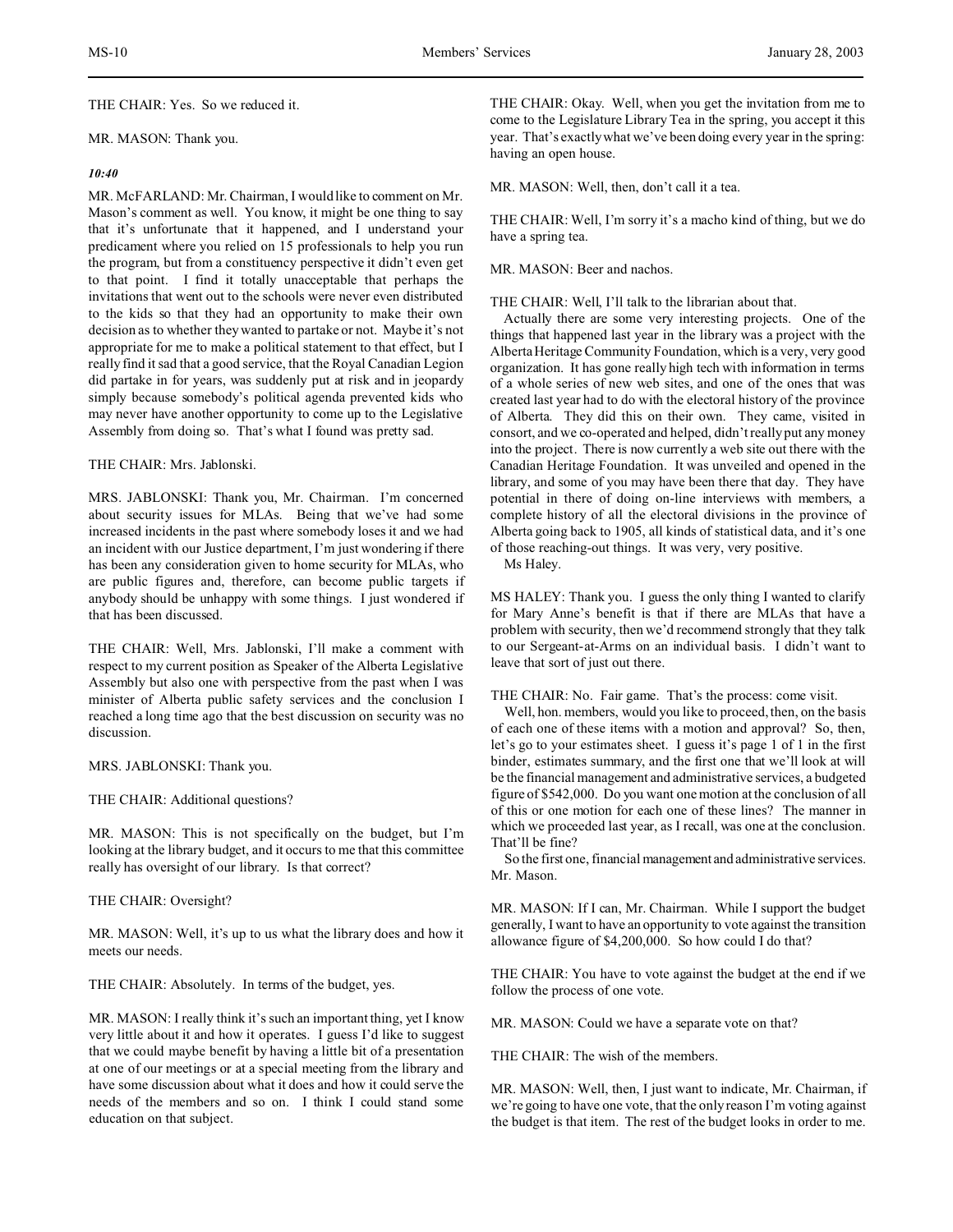THE CHAIR: Yes. So we reduced it.

MR. MASON: Thank you.

*10:40*

MR. McFARLAND: Mr. Chairman, I would like to comment on Mr. Mason's comment as well. You know, it might be one thing to say that it's unfortunate that it happened, and I understand your predicament where you relied on 15 professionals to help you run the program, but from a constituency perspective it didn't even get to that point. I find it totally unacceptable that perhaps the invitations that went out to the schools were never even distributed to the kids so that they had an opportunity to make their own decision as to whether they wanted to partake or not. Maybe it's not appropriate for me to make a political statement to that effect, but I really find it sad that a good service, that the Royal Canadian Legion did partake in for years, was suddenly put at risk and in jeopardy simply because somebody's political agenda prevented kids who may never have another opportunity to come up to the Legislative Assembly from doing so. That's what I found was pretty sad.

THE CHAIR: Mrs. Jablonski.

MRS. JABLONSKI: Thank you, Mr. Chairman. I'm concerned about security issues for MLAs. Being that we've had some increased incidents in the past where somebody loses it and we had an incident with our Justice department, I'm just wondering if there has been any consideration given to home security for MLAs, who are public figures and, therefore, can become public targets if anybody should be unhappy with some things. I just wondered if that has been discussed.

THE CHAIR: Well, Mrs. Jablonski, I'll make a comment with respect to my current position as Speaker of the Alberta Legislative Assembly but also one with perspective from the past when I was minister of Alberta public safety services and the conclusion I reached a long time ago that the best discussion on security was no discussion.

MRS. JABLONSKI: Thank you.

THE CHAIR: Additional questions?

MR. MASON: This is not specifically on the budget, but I'm looking at the library budget, and it occurs to me that this committee really has oversight of our library. Is that correct?

THE CHAIR: Oversight?

MR. MASON: Well, it's up to us what the library does and how it meets our needs.

THE CHAIR: Absolutely. In terms of the budget, yes.

MR. MASON: I really think it's such an important thing, yet I know very little about it and how it operates. I guess I'd like to suggest that we could maybe benefit by having a little bit of a presentation at one of our meetings or at a special meeting from the library and have some discussion about what it does and how it could serve the needs of the members and so on. I think I could stand some education on that subject.

THE CHAIR: Okay. Well, when you get the invitation from me to come to the Legislature Library Tea in the spring, you accept it this year. That's exactly what we've been doing every year in the spring: having an open house.

MR. MASON: Well, then, don't call it a tea.

THE CHAIR: Well, I'm sorry it's a macho kind of thing, but we do have a spring tea.

MR. MASON: Beer and nachos.

THE CHAIR: Well, I'll talk to the librarian about that.

Actually there are some very interesting projects. One of the things that happened last year in the library was a project with the Alberta Heritage Community Foundation, which is a very, very good organization. It has gone really high tech with information in terms of a whole series of new web sites, and one of the ones that was created last year had to do with the electoral history of the province of Alberta. They did this on their own. They came, visited in consort, and we co-operated and helped, didn't really put any money into the project. There is now currently a web site out there with the Canadian Heritage Foundation. It was unveiled and opened in the library, and some of you may have been there that day. They have potential in there of doing on-line interviews with members, a complete history of all the electoral divisions in the province of Alberta going back to 1905, all kinds of statistical data, and it's one of those reaching-out things. It was very, very positive.

Ms Haley.

MS HALEY: Thank you. I guess the only thing I wanted to clarify for Mary Anne's benefit is that if there are MLAs that have a problem with security, then we'd recommend strongly that they talk to our Sergeant-at-Arms on an individual basis. I didn't want to leave that sort of just out there.

THE CHAIR: No. Fair game. That's the process: come visit.

Well, hon. members, would you like to proceed, then, on the basis of each one of these items with a motion and approval? So, then, let's go to your estimates sheet. I guess it's page 1 of 1 in the first binder, estimates summary, and the first one that we'll look at will be the financial management and administrative services, a budgeted figure of $542,000. Do you want one motion at the conclusion of all of this or one motion for each one of these lines? The manner in which we proceeded last year, as I recall, was one at the conclusion. That'll be fine?

So the first one, financial management and administrative services. Mr. Mason.

MR. MASON: If I can, Mr. Chairman. While I support the budget generally, I want to have an opportunity to vote against the transition allowance figure of $4,200,000. So how could I do that?

THE CHAIR: You have to vote against the budget at the end if we follow the process of one vote.

MR. MASON: Could we have a separate vote on that?

THE CHAIR: The wish of the members.

MR. MASON: Well, then, I just want to indicate, Mr. Chairman, if we're going to have one vote, that the only reason I'm voting against the budget is that item. The rest of the budget looks in order to me.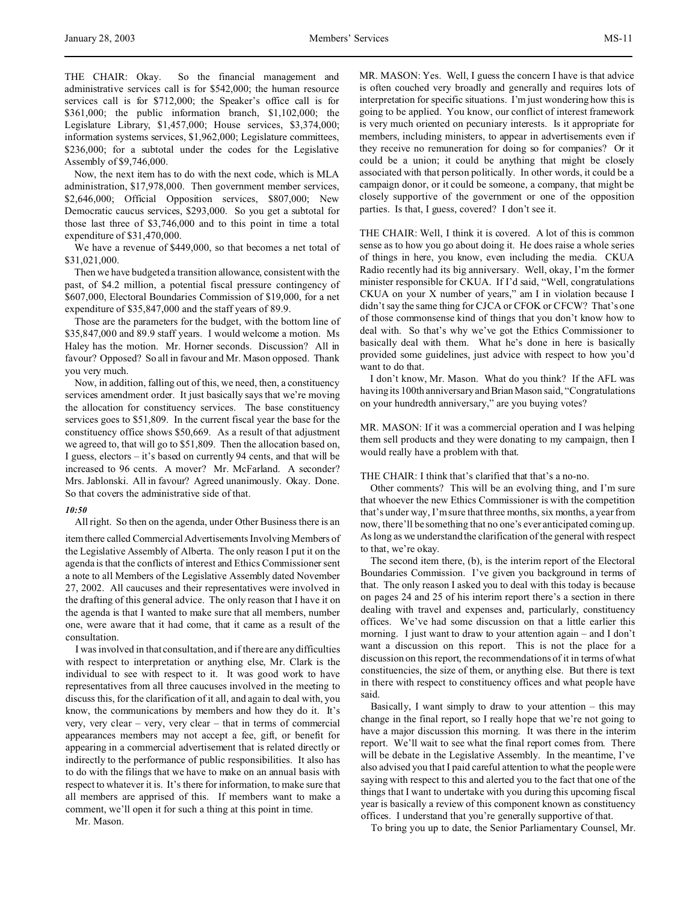THE CHAIR: Okay. So the financial management and administrative services call is for $542,000; the human resource services call is for $712,000; the Speaker's office call is for $361,000; the public information branch, $1,102,000; the Legislature Library, $1,457,000; House services, $3,374,000; information systems services, $1,962,000; Legislature committees, $236,000; for a subtotal under the codes for the Legislative Assembly of $9,746,000.

Now, the next item has to do with the next code, which is MLA administration, $17,978,000. Then government member services, $2,646,000; Official Opposition services, $807,000; New Democratic caucus services, $293,000. So you get a subtotal for those last three of $3,746,000 and to this point in time a total expenditure of $31,470,000.

We have a revenue of $449,000, so that becomes a net total of $31,021,000.

Then we have budgeted a transition allowance, consistent with the past, of $4.2 million, a potential fiscal pressure contingency of $607,000, Electoral Boundaries Commission of $19,000, for a net expenditure of $35,847,000 and the staff years of 89.9.

Those are the parameters for the budget, with the bottom line of $35,847,000 and 89.9 staff years. I would welcome a motion. Ms Haley has the motion. Mr. Horner seconds. Discussion? All in favour? Opposed? So all in favour and Mr. Mason opposed. Thank you very much.

Now, in addition, falling out of this, we need, then, a constituency services amendment order. It just basically says that we're moving the allocation for constituency services. The base constituency services goes to $51,809. In the current fiscal year the base for the constituency office shows $50,669. As a result of that adjustment we agreed to, that will go to $51,809. Then the allocation based on, I guess, electors – it's based on currently 94 cents, and that will be increased to 96 cents. A mover? Mr. McFarland. A seconder? Mrs. Jablonski. All in favour? Agreed unanimously. Okay. Done. So that covers the administrative side of that.

*10:50*

All right. So then on the agenda, under Other Business there is an item there called Commercial Advertisements Involving Members of the Legislative Assembly of Alberta. The only reason I put it on the agenda is that the conflicts of interest and Ethics Commissioner sent a note to all Members of the Legislative Assembly dated November 27, 2002. All caucuses and their representatives were involved in the drafting of this general advice. The only reason that I have it on the agenda is that I wanted to make sure that all members, number one, were aware that it had come, that it came as a result of the consultation.

I was involved in that consultation, and if there are any difficulties with respect to interpretation or anything else, Mr. Clark is the individual to see with respect to it. It was good work to have representatives from all three caucuses involved in the meeting to discuss this, for the clarification of it all, and again to deal with, you know, the communications by members and how they do it. It's very, very clear – very, very clear – that in terms of commercial appearances members may not accept a fee, gift, or benefit for appearing in a commercial advertisement that is related directly or indirectly to the performance of public responsibilities. It also has to do with the filings that we have to make on an annual basis with respect to whatever it is. It's there for information, to make sure that all members are apprised of this. If members want to make a comment, we'll open it for such a thing at this point in time.

Mr. Mason.

MR. MASON: Yes. Well, I guess the concern I have is that advice is often couched very broadly and generally and requires lots of interpretation for specific situations. I'm just wondering how this is going to be applied. You know, our conflict of interest framework is very much oriented on pecuniary interests. Is it appropriate for members, including ministers, to appear in advertisements even if they receive no remuneration for doing so for companies? Or it could be a union; it could be anything that might be closely associated with that person politically. In other words, it could be a campaign donor, or it could be someone, a company, that might be closely supportive of the government or one of the opposition parties. Is that, I guess, covered? I don't see it.

THE CHAIR: Well, I think it is covered. A lot of this is common sense as to how you go about doing it. He does raise a whole series of things in here, you know, even including the media. CKUA Radio recently had its big anniversary. Well, okay, I'm the former minister responsible for CKUA. If I'd said, "Well, congratulations CKUA on your X number of years," am I in violation because I didn't say the same thing for CJCA or CFOK or CFCW? That's one of those commonsense kind of things that you don't know how to deal with. So that's why we've got the Ethics Commissioner to basically deal with them. What he's done in here is basically provided some guidelines, just advice with respect to how you'd want to do that.

I don't know, Mr. Mason. What do you think? If the AFL was having its 100th anniversary and Brian Mason said, "Congratulations on your hundredth anniversary," are you buying votes?

MR. MASON: If it was a commercial operation and I was helping them sell products and they were donating to my campaign, then I would really have a problem with that.

THE CHAIR: I think that's clarified that that's a no-no.

Other comments? This will be an evolving thing, and I'm sure that whoever the new Ethics Commissioner is with the competition that's under way, I'm sure that three months, six months, a year from now, there'll be something that no one's ever anticipated coming up. As long as we understand the clarification of the general with respect to that, we're okay.

The second item there, (b), is the interim report of the Electoral Boundaries Commission. I've given you background in terms of that. The only reason I asked you to deal with this today is because on pages 24 and 25 of his interim report there's a section in there dealing with travel and expenses and, particularly, constituency offices. We've had some discussion on that a little earlier this morning. I just want to draw to your attention again – and I don't want a discussion on this report. This is not the place for a discussion on this report, the recommendations of it in terms of what constituencies, the size of them, or anything else. But there is text in there with respect to constituency offices and what people have said.

Basically, I want simply to draw to your attention – this may change in the final report, so I really hope that we're not going to have a major discussion this morning. It was there in the interim report. We'll wait to see what the final report comes from. There will be debate in the Legislative Assembly. In the meantime, I've also advised you that I paid careful attention to what the people were saying with respect to this and alerted you to the fact that one of the things that I want to undertake with you during this upcoming fiscal year is basically a review of this component known as constituency offices. I understand that you're generally supportive of that.

To bring you up to date, the Senior Parliamentary Counsel, Mr.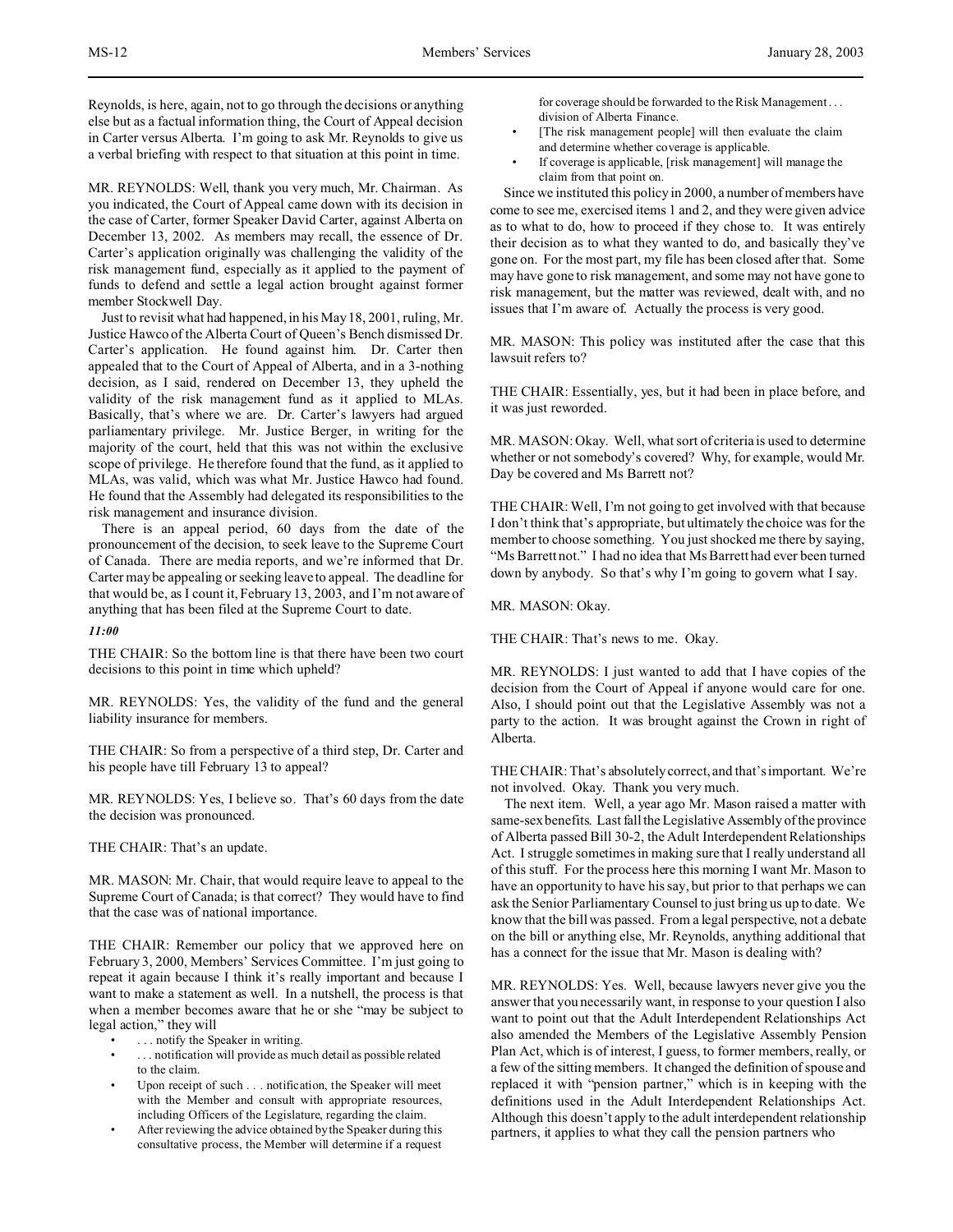Reynolds, is here, again, not to go through the decisions or anything else but as a factual information thing, the Court of Appeal decision in Carter versus Alberta. I'm going to ask Mr. Reynolds to give us a verbal briefing with respect to that situation at this point in time.

MR. REYNOLDS: Well, thank you very much, Mr. Chairman. As you indicated, the Court of Appeal came down with its decision in the case of Carter, former Speaker David Carter, against Alberta on December 13, 2002. As members may recall, the essence of Dr. Carter's application originally was challenging the validity of the risk management fund, especially as it applied to the payment of funds to defend and settle a legal action brought against former member Stockwell Day.

Just to revisit what had happened, in his May 18, 2001, ruling, Mr. Justice Hawco of the Alberta Court of Queen's Bench dismissed Dr. Carter's application. He found against him. Dr. Carter then appealed that to the Court of Appeal of Alberta, and in a 3-nothing decision, as I said, rendered on December 13, they upheld the validity of the risk management fund as it applied to MLAs. Basically, that's where we are. Dr. Carter's lawyers had argued parliamentary privilege. Mr. Justice Berger, in writing for the majority of the court, held that this was not within the exclusive scope of privilege. He therefore found that the fund, as it applied to MLAs, was valid, which was what Mr. Justice Hawco had found. He found that the Assembly had delegated its responsibilities to the risk management and insurance division.

There is an appeal period, 60 days from the date of the pronouncement of the decision, to seek leave to the Supreme Court of Canada. There are media reports, and we're informed that Dr. Carter may be appealing or seeking leave to appeal. The deadline for that would be, as I count it, February 13, 2003, and I'm not aware of anything that has been filed at the Supreme Court to date.

*11:00*

THE CHAIR: So the bottom line is that there have been two court decisions to this point in time which upheld?

MR. REYNOLDS: Yes, the validity of the fund and the general liability insurance for members.

THE CHAIR: So from a perspective of a third step, Dr. Carter and his people have till February 13 to appeal?

MR. REYNOLDS: Yes, I believe so. That's 60 days from the date the decision was pronounced.

THE CHAIR: That's an update.

MR. MASON: Mr. Chair, that would require leave to appeal to the Supreme Court of Canada; is that correct? They would have to find that the case was of national importance.

THE CHAIR: Remember our policy that we approved here on February 3, 2000, Members' Services Committee. I'm just going to repeat it again because I think it's really important and because I want to make a statement as well. In a nutshell, the process is that when a member becomes aware that he or she "may be subject to legal action," they will

- . . . notify the Speaker in writing.
- . . . notification will provide as much detail as possible related to the claim.
- Upon receipt of such . . . notification, the Speaker will meet with the Member and consult with appropriate resources, including Officers of the Legislature, regarding the claim.
- After reviewing the advice obtained by the Speaker during this consultative process, the Member will determine if a request for coverage should be forwarded to the Risk Management . . . division of Alberta Finance.
- [The risk management people] will then evaluate the claim and determine whether coverage is applicable.
- If coverage is applicable, [risk management] will manage the claim from that point on.

Since we instituted this policy in 2000, a number of members have come to see me, exercised items 1 and 2, and they were given advice as to what to do, how to proceed if they chose to. It was entirely their decision as to what they wanted to do, and basically they've gone on. For the most part, my file has been closed after that. Some may have gone to risk management, and some may not have gone to risk management, but the matter was reviewed, dealt with, and no issues that I'm aware of. Actually the process is very good.

MR. MASON: This policy was instituted after the case that this lawsuit refers to?

THE CHAIR: Essentially, yes, but it had been in place before, and it was just reworded.

MR. MASON: Okay. Well, what sort of criteria is used to determine whether or not somebody's covered? Why, for example, would Mr. Day be covered and Ms Barrett not?

THE CHAIR: Well, I'm not going to get involved with that because I don't think that's appropriate, but ultimately the choice was for the member to choose something. You just shocked me there by saying, "Ms Barrett not." I had no idea that Ms Barrett had ever been turned down by anybody. So that's why I'm going to govern what I say.

MR. MASON: Okay.

THE CHAIR: That's news to me. Okay.

MR. REYNOLDS: I just wanted to add that I have copies of the decision from the Court of Appeal if anyone would care for one. Also, I should point out that the Legislative Assembly was not a party to the action. It was brought against the Crown in right of Alberta.

THE CHAIR: That's absolutely correct, and that's important. We're not involved. Okay. Thank you very much.

The next item. Well, a year ago Mr. Mason raised a matter with same-sex benefits. Last fall the Legislative Assembly of the province of Alberta passed Bill 30-2, the Adult Interdependent Relationships Act. I struggle sometimes in making sure that I really understand all of this stuff. For the process here this morning I want Mr. Mason to have an opportunity to have his say, but prior to that perhaps we can ask the Senior Parliamentary Counsel to just bring us up to date. We know that the bill was passed. From a legal perspective, not a debate on the bill or anything else, Mr. Reynolds, anything additional that has a connect for the issue that Mr. Mason is dealing with?

MR. REYNOLDS: Yes. Well, because lawyers never give you the answer that you necessarily want, in response to your question I also want to point out that the Adult Interdependent Relationships Act also amended the Members of the Legislative Assembly Pension Plan Act, which is of interest, I guess, to former members, really, or a few of the sitting members. It changed the definition of spouse and replaced it with "pension partner," which is in keeping with the definitions used in the Adult Interdependent Relationships Act. Although this doesn't apply to the adult interdependent relationship partners, it applies to what they call the pension partners who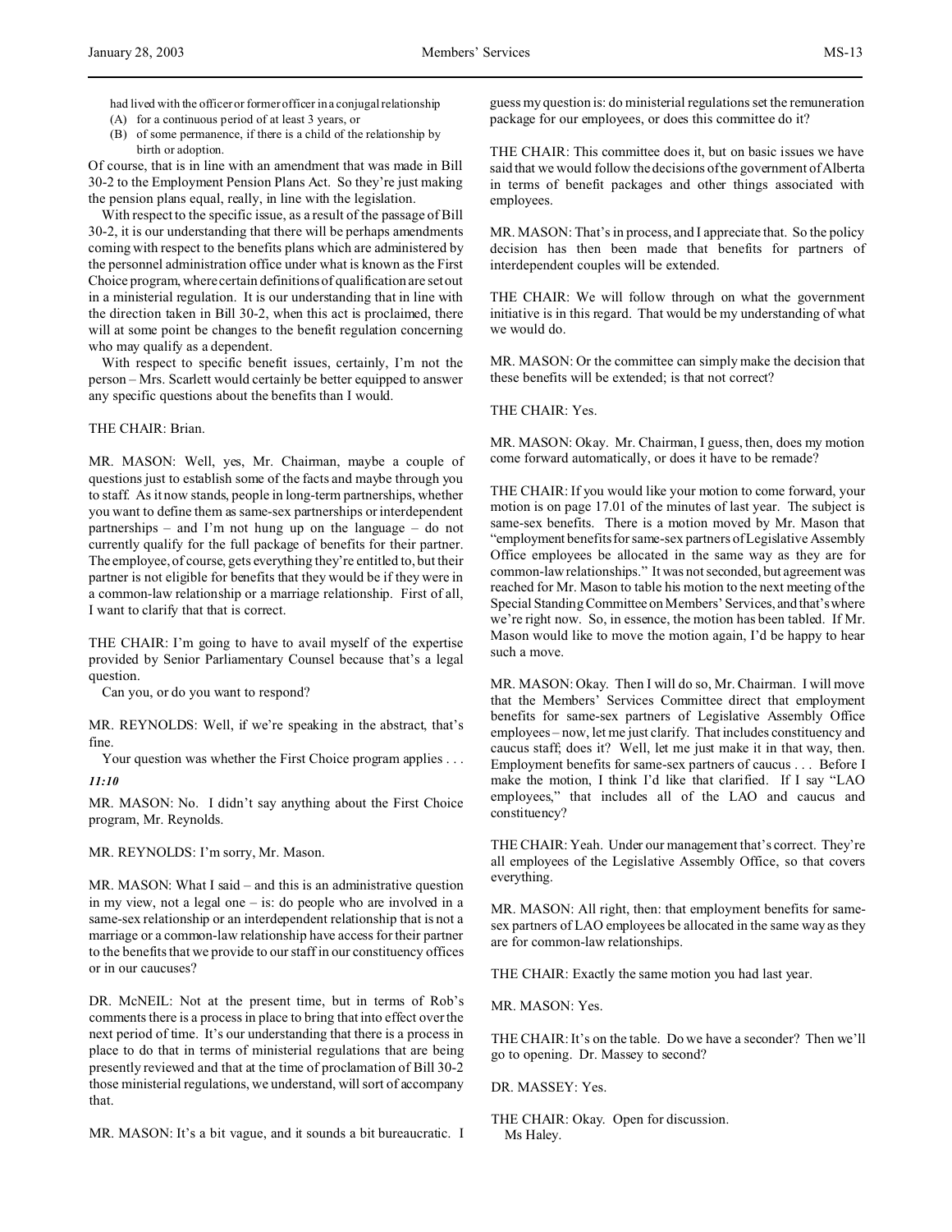had lived with the officer or former officer in a conjugal relationship

(A) for a continuous period of at least 3 years, or

(B) of some permanence, if there is a child of the relationship by birth or adoption.

Of course, that is in line with an amendment that was made in Bill 30-2 to the Employment Pension Plans Act. So they're just making the pension plans equal, really, in line with the legislation.

With respect to the specific issue, as a result of the passage of Bill 30-2, it is our understanding that there will be perhaps amendments coming with respect to the benefits plans which are administered by the personnel administration office under what is known as the First Choice program, where certain definitions of qualification are set out in a ministerial regulation. It is our understanding that in line with the direction taken in Bill 30-2, when this act is proclaimed, there will at some point be changes to the benefit regulation concerning who may qualify as a dependent.

With respect to specific benefit issues, certainly, I'm not the person – Mrs. Scarlett would certainly be better equipped to answer any specific questions about the benefits than I would.

THE CHAIR: Brian.

MR. MASON: Well, yes, Mr. Chairman, maybe a couple of questions just to establish some of the facts and maybe through you to staff. As it now stands, people in long-term partnerships, whether you want to define them as same-sex partnerships or interdependent partnerships – and I'm not hung up on the language – do not currently qualify for the full package of benefits for their partner. The employee, of course, gets everything they're entitled to, but their partner is not eligible for benefits that they would be if they were in a common-law relationship or a marriage relationship. First of all, I want to clarify that that is correct.

THE CHAIR: I'm going to have to avail myself of the expertise provided by Senior Parliamentary Counsel because that's a legal question.

Can you, or do you want to respond?

MR. REYNOLDS: Well, if we're speaking in the abstract, that's fine.

Your question was whether the First Choice program applies . . .

*11:10*

MR. MASON: No. I didn't say anything about the First Choice program, Mr. Reynolds.

MR. REYNOLDS: I'm sorry, Mr. Mason.

MR. MASON: What I said – and this is an administrative question in my view, not a legal one – is: do people who are involved in a same-sex relationship or an interdependent relationship that is not a marriage or a common-law relationship have access for their partner to the benefits that we provide to our staff in our constituency offices or in our caucuses?

DR. McNEIL: Not at the present time, but in terms of Rob's comments there is a process in place to bring that into effect over the next period of time. It's our understanding that there is a process in place to do that in terms of ministerial regulations that are being presently reviewed and that at the time of proclamation of Bill 30-2 those ministerial regulations, we understand, will sort of accompany that.

MR. MASON: It's a bit vague, and it sounds a bit bureaucratic. I guess my question is: do ministerial regulations set the remuneration package for our employees, or does this committee do it?

THE CHAIR: This committee does it, but on basic issues we have said that we would follow the decisions of the government of Alberta in terms of benefit packages and other things associated with employees.

MR. MASON: That's in process, and I appreciate that. So the policy decision has then been made that benefits for partners of interdependent couples will be extended.

THE CHAIR: We will follow through on what the government initiative is in this regard. That would be my understanding of what we would do.

MR. MASON: Or the committee can simply make the decision that these benefits will be extended; is that not correct?

THE CHAIR: Yes.

MR. MASON: Okay. Mr. Chairman, I guess, then, does my motion come forward automatically, or does it have to be remade?

THE CHAIR: If you would like your motion to come forward, your motion is on page 17.01 of the minutes of last year. The subject is same-sex benefits. There is a motion moved by Mr. Mason that "employment benefits for same-sex partners of Legislative Assembly Office employees be allocated in the same way as they are for common-law relationships." It was not seconded, but agreement was reached for Mr. Mason to table his motion to the next meeting of the Special Standing Committee on Members' Services, and that's where we're right now. So, in essence, the motion has been tabled. If Mr. Mason would like to move the motion again, I'd be happy to hear such a move.

MR. MASON: Okay. Then I will do so, Mr. Chairman. I will move that the Members' Services Committee direct that employment benefits for same-sex partners of Legislative Assembly Office employees – now, let me just clarify. That includes constituency and caucus staff; does it? Well, let me just make it in that way, then. Employment benefits for same-sex partners of caucus . . . Before I make the motion, I think I'd like that clarified. If I say "LAO employees," that includes all of the LAO and caucus and constituency?

THE CHAIR: Yeah. Under our management that's correct. They're all employees of the Legislative Assembly Office, so that covers everything.

MR. MASON: All right, then: that employment benefits for same-sex partners of LAO employees be allocated in the same way as they are for common-law relationships.

THE CHAIR: Exactly the same motion you had last year.

MR. MASON: Yes.

THE CHAIR: It's on the table. Do we have a seconder? Then we'll go to opening. Dr. Massey to second?

DR. MASSEY: Yes.

THE CHAIR: Okay. Open for discussion.
Ms Haley.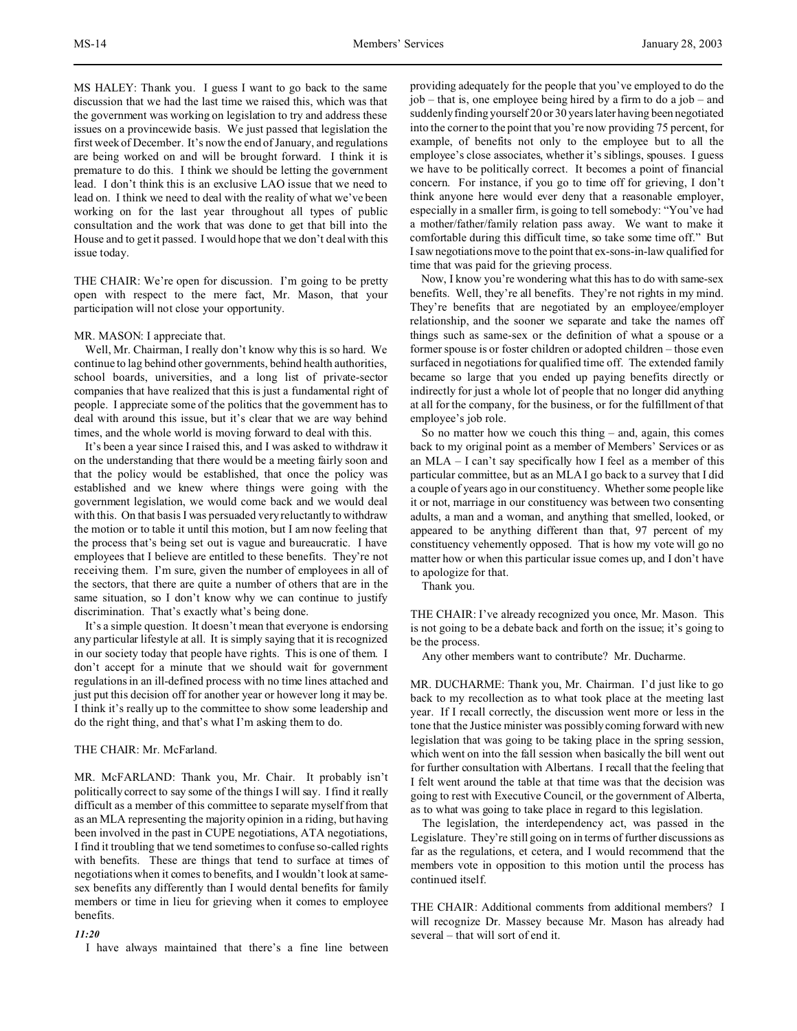MS HALEY: Thank you. I guess I want to go back to the same discussion that we had the last time we raised this, which was that the government was working on legislation to try and address these issues on a provincewide basis. We just passed that legislation the first week of December. It's now the end of January, and regulations are being worked on and will be brought forward. I think it is premature to do this. I think we should be letting the government lead. I don't think this is an exclusive LAO issue that we need to lead on. I think we need to deal with the reality of what we've been working on for the last year throughout all types of public consultation and the work that was done to get that bill into the House and to get it passed. I would hope that we don't deal with this issue today.

THE CHAIR: We're open for discussion. I'm going to be pretty open with respect to the mere fact, Mr. Mason, that your participation will not close your opportunity.

MR. MASON: I appreciate that.

Well, Mr. Chairman, I really don't know why this is so hard. We continue to lag behind other governments, behind health authorities, school boards, universities, and a long list of private-sector companies that have realized that this is just a fundamental right of people. I appreciate some of the politics that the government has to deal with around this issue, but it's clear that we are way behind times, and the whole world is moving forward to deal with this.

It's been a year since I raised this, and I was asked to withdraw it on the understanding that there would be a meeting fairly soon and that the policy would be established, that once the policy was established and we knew where things were going with the government legislation, we would come back and we would deal with this. On that basis I was persuaded very reluctantly to withdraw the motion or to table it until this motion, but I am now feeling that the process that's being set out is vague and bureaucratic. I have employees that I believe are entitled to these benefits. They're not receiving them. I'm sure, given the number of employees in all of the sectors, that there are quite a number of others that are in the same situation, so I don't know why we can continue to justify discrimination. That's exactly what's being done.

It's a simple question. It doesn't mean that everyone is endorsing any particular lifestyle at all. It is simply saying that it is recognized in our society today that people have rights. This is one of them. I don't accept for a minute that we should wait for government regulations in an ill-defined process with no time lines attached and just put this decision off for another year or however long it may be. I think it's really up to the committee to show some leadership and do the right thing, and that's what I'm asking them to do.

THE CHAIR: Mr. McFarland.

MR. McFARLAND: Thank you, Mr. Chair. It probably isn't politically correct to say some of the things I will say. I find it really difficult as a member of this committee to separate myself from that as an MLA representing the majority opinion in a riding, but having been involved in the past in CUPE negotiations, ATA negotiations, I find it troubling that we tend sometimes to confuse so-called rights with benefits. These are things that tend to surface at times of negotiations when it comes to benefits, and I wouldn't look at same-sex benefits any differently than I would dental benefits for family members or time in lieu for grieving when it comes to employee benefits.

*11:20*

I have always maintained that there's a fine line between providing adequately for the people that you've employed to do the job – that is, one employee being hired by a firm to do a job – and suddenly finding yourself 20 or 30 years later having been negotiated into the corner to the point that you're now providing 75 percent, for example, of benefits not only to the employee but to all the employee's close associates, whether it's siblings, spouses. I guess we have to be politically correct. It becomes a point of financial concern. For instance, if you go to time off for grieving, I don't think anyone here would ever deny that a reasonable employer, especially in a smaller firm, is going to tell somebody: "You've had a mother/father/family relation pass away. We want to make it comfortable during this difficult time, so take some time off." But I saw negotiations move to the point that ex-sons-in-law qualified for time that was paid for the grieving process.

Now, I know you're wondering what this has to do with same-sex benefits. Well, they're all benefits. They're not rights in my mind. They're benefits that are negotiated by an employee/employer relationship, and the sooner we separate and take the names off things such as same-sex or the definition of what a spouse or a former spouse is or foster children or adopted children – those even surfaced in negotiations for qualified time off. The extended family became so large that you ended up paying benefits directly or indirectly for just a whole lot of people that no longer did anything at all for the company, for the business, or for the fulfillment of that employee's job role.

So no matter how we couch this thing – and, again, this comes back to my original point as a member of Members' Services or as an MLA – I can't say specifically how I feel as a member of this particular committee, but as an MLA I go back to a survey that I did a couple of years ago in our constituency. Whether some people like it or not, marriage in our constituency was between two consenting adults, a man and a woman, and anything that smelled, looked, or appeared to be anything different than that, 97 percent of my constituency vehemently opposed. That is how my vote will go no matter how or when this particular issue comes up, and I don't have to apologize for that.

Thank you.

THE CHAIR: I've already recognized you once, Mr. Mason. This is not going to be a debate back and forth on the issue; it's going to be the process.

Any other members want to contribute? Mr. Ducharme.

MR. DUCHARME: Thank you, Mr. Chairman. I'd just like to go back to my recollection as to what took place at the meeting last year. If I recall correctly, the discussion went more or less in the tone that the Justice minister was possibly coming forward with new legislation that was going to be taking place in the spring session, which went on into the fall session when basically the bill went out for further consultation with Albertans. I recall that the feeling that I felt went around the table at that time was that the decision was going to rest with Executive Council, or the government of Alberta, as to what was going to take place in regard to this legislation.

The legislation, the interdependency act, was passed in the Legislature. They're still going on in terms of further discussions as far as the regulations, et cetera, and I would recommend that the members vote in opposition to this motion until the process has continued itself.

THE CHAIR: Additional comments from additional members? I will recognize Dr. Massey because Mr. Mason has already had several – that will sort of end it.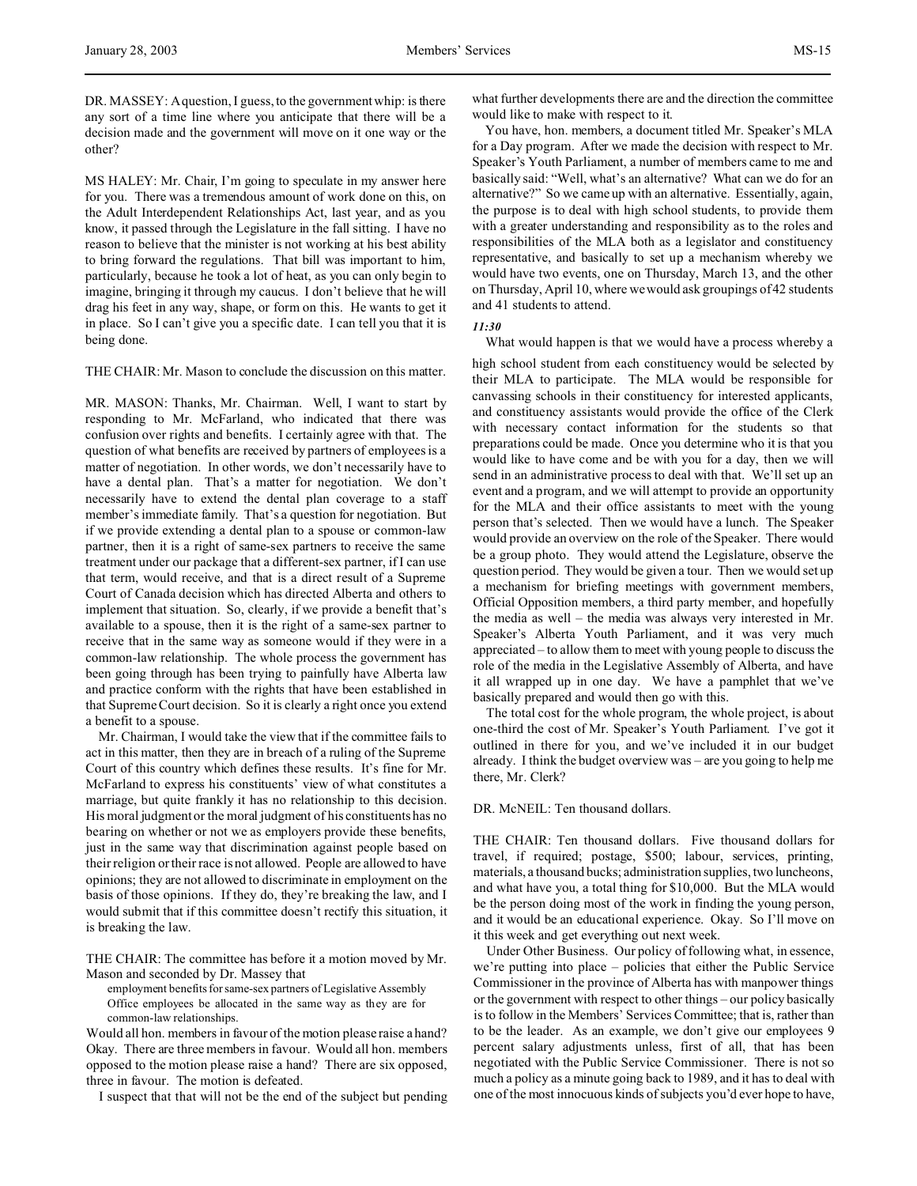DR. MASSEY: A question, I guess, to the government whip: is there any sort of a time line where you anticipate that there will be a decision made and the government will move on it one way or the other?

MS HALEY: Mr. Chair, I'm going to speculate in my answer here for you. There was a tremendous amount of work done on this, on the Adult Interdependent Relationships Act, last year, and as you know, it passed through the Legislature in the fall sitting. I have no reason to believe that the minister is not working at his best ability to bring forward the regulations. That bill was important to him, particularly, because he took a lot of heat, as you can only begin to imagine, bringing it through my caucus. I don't believe that he will drag his feet in any way, shape, or form on this. He wants to get it in place. So I can't give you a specific date. I can tell you that it is being done.

THE CHAIR: Mr. Mason to conclude the discussion on this matter.

MR. MASON: Thanks, Mr. Chairman. Well, I want to start by responding to Mr. McFarland, who indicated that there was confusion over rights and benefits. I certainly agree with that. The question of what benefits are received by partners of employees is a matter of negotiation. In other words, we don't necessarily have to have a dental plan. That's a matter for negotiation. We don't necessarily have to extend the dental plan coverage to a staff member's immediate family. That's a question for negotiation. But if we provide extending a dental plan to a spouse or common-law partner, then it is a right of same-sex partners to receive the same treatment under our package that a different-sex partner, if I can use that term, would receive, and that is a direct result of a Supreme Court of Canada decision which has directed Alberta and others to implement that situation. So, clearly, if we provide a benefit that's available to a spouse, then it is the right of a same-sex partner to receive that in the same way as someone would if they were in a common-law relationship. The whole process the government has been going through has been trying to painfully have Alberta law and practice conform with the rights that have been established in that Supreme Court decision. So it is clearly a right once you extend a benefit to a spouse.

Mr. Chairman, I would take the view that if the committee fails to act in this matter, then they are in breach of a ruling of the Supreme Court of this country which defines these results. It's fine for Mr. McFarland to express his constituents' view of what constitutes a marriage, but quite frankly it has no relationship to this decision. His moral judgment or the moral judgment of his constituents has no bearing on whether or not we as employers provide these benefits, just in the same way that discrimination against people based on their religion or their race is not allowed. People are allowed to have opinions; they are not allowed to discriminate in employment on the basis of those opinions. If they do, they're breaking the law, and I would submit that if this committee doesn't rectify this situation, it is breaking the law.

THE CHAIR: The committee has before it a motion moved by Mr. Mason and seconded by Dr. Massey that

> employment benefits for same-sex partners of Legislative Assembly Office employees be allocated in the same way as they are for common-law relationships.

Would all hon. members in favour of the motion please raise a hand? Okay. There are three members in favour. Would all hon. members opposed to the motion please raise a hand? There are six opposed, three in favour. The motion is defeated.

I suspect that that will not be the end of the subject but pending what further developments there are and the direction the committee would like to make with respect to it.

You have, hon. members, a document titled Mr. Speaker's MLA for a Day program. After we made the decision with respect to Mr. Speaker's Youth Parliament, a number of members came to me and basically said: "Well, what's an alternative? What can we do for an alternative?" So we came up with an alternative. Essentially, again, the purpose is to deal with high school students, to provide them with a greater understanding and responsibility as to the roles and responsibilities of the MLA both as a legislator and constituency representative, and basically to set up a mechanism whereby we would have two events, one on Thursday, March 13, and the other on Thursday, April 10, where we would ask groupings of 42 students and 41 students to attend.

*11:30*

What would happen is that we would have a process whereby a high school student from each constituency would be selected by their MLA to participate. The MLA would be responsible for canvassing schools in their constituency for interested applicants, and constituency assistants would provide the office of the Clerk with necessary contact information for the students so that preparations could be made. Once you determine who it is that you would like to have come and be with you for a day, then we will send in an administrative process to deal with that. We'll set up an event and a program, and we will attempt to provide an opportunity for the MLA and their office assistants to meet with the young person that's selected. Then we would have a lunch. The Speaker would provide an overview on the role of the Speaker. There would be a group photo. They would attend the Legislature, observe the question period. They would be given a tour. Then we would set up a mechanism for briefing meetings with government members, Official Opposition members, a third party member, and hopefully the media as well – the media was always very interested in Mr. Speaker's Alberta Youth Parliament, and it was very much appreciated – to allow them to meet with young people to discuss the role of the media in the Legislative Assembly of Alberta, and have it all wrapped up in one day. We have a pamphlet that we've basically prepared and would then go with this.

The total cost for the whole program, the whole project, is about one-third the cost of Mr. Speaker's Youth Parliament. I've got it outlined in there for you, and we've included it in our budget already. I think the budget overview was – are you going to help me there, Mr. Clerk?

DR. McNEIL: Ten thousand dollars.

THE CHAIR: Ten thousand dollars. Five thousand dollars for travel, if required; postage, $500; labour, services, printing, materials, a thousand bucks; administration supplies, two luncheons, and what have you, a total thing for $10,000. But the MLA would be the person doing most of the work in finding the young person, and it would be an educational experience. Okay. So I'll move on it this week and get everything out next week.

Under Other Business. Our policy of following what, in essence, we're putting into place – policies that either the Public Service Commissioner in the province of Alberta has with manpower things or the government with respect to other things – our policy basically is to follow in the Members' Services Committee; that is, rather than to be the leader. As an example, we don't give our employees 9 percent salary adjustments unless, first of all, that has been negotiated with the Public Service Commissioner. There is not so much a policy as a minute going back to 1989, and it has to deal with one of the most innocuous kinds of subjects you'd ever hope to have,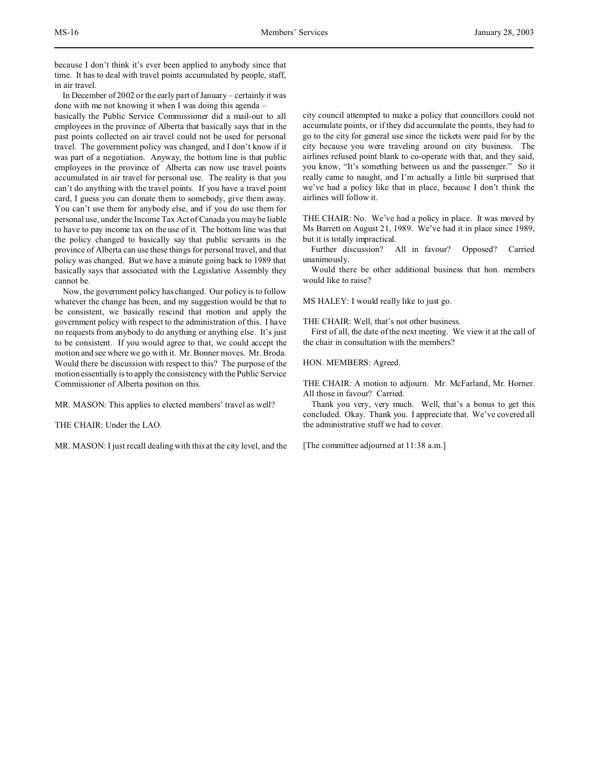because I don't think it's ever been applied to anybody since that time. It has to deal with travel points accumulated by people, staff, in air travel.

In December of 2002 or the early part of January – certainly it was done with me not knowing it when I was doing this agenda – basically the Public Service Commissioner did a mail-out to all employees in the province of Alberta that basically says that in the past points collected on air travel could not be used for personal travel. The government policy was changed, and I don't know if it was part of a negotiation. Anyway, the bottom line is that public employees in the province of Alberta can now use travel points accumulated in air travel for personal use. The reality is that you can't do anything with the travel points. If you have a travel point card, I guess you can donate them to somebody, give them away. You can't use them for anybody else, and if you do use them for personal use, under the Income Tax Act of Canada you may be liable to have to pay income tax on the use of it. The bottom line was that the policy changed to basically say that public servants in the province of Alberta can use these things for personal travel, and that policy was changed. But we have a minute going back to 1989 that basically says that associated with the Legislative Assembly they cannot be.

Now, the government policy has changed. Our policy is to follow whatever the change has been, and my suggestion would be that to be consistent, we basically rescind that motion and apply the government policy with respect to the administration of this. I have no requests from anybody to do anything or anything else. It's just to be consistent. If you would agree to that, we could accept the motion and see where we go with it. Mr. Bonner moves. Mr. Broda. Would there be discussion with respect to this? The purpose of the motion essentially is to apply the consistency with the Public Service Commissioner of Alberta position on this.

MR. MASON: This applies to elected members' travel as well?

THE CHAIR: Under the LAO.

MR. MASON: I just recall dealing with this at the city level, and the city council attempted to make a policy that councillors could not accumulate points, or if they did accumulate the points, they had to go to the city for general use since the tickets were paid for by the city because you were traveling around on city business. The airlines refused point blank to co-operate with that, and they said, you know, "It's something between us and the passenger." So it really came to naught, and I'm actually a little bit surprised that we've had a policy like that in place, because I don't think the airlines will follow it.

THE CHAIR: No. We've had a policy in place. It was moved by Ms Barrett on August 21, 1989. We've had it in place since 1989, but it is totally impractical.

Further discussion? All in favour? Opposed? Carried unanimously.

Would there be other additional business that hon. members would like to raise?

MS HALEY: I would really like to just go.

THE CHAIR: Well, that's not other business.

First of all, the date of the next meeting. We view it at the call of the chair in consultation with the members?

HON. MEMBERS: Agreed.

THE CHAIR: A motion to adjourn. Mr. McFarland, Mr. Horner. All those in favour? Carried.

Thank you very, very much. Well, that's a bonus to get this concluded. Okay. Thank you. I appreciate that. We've covered all the administrative stuff we had to cover.

[The committee adjourned at 11:38 a.m.]